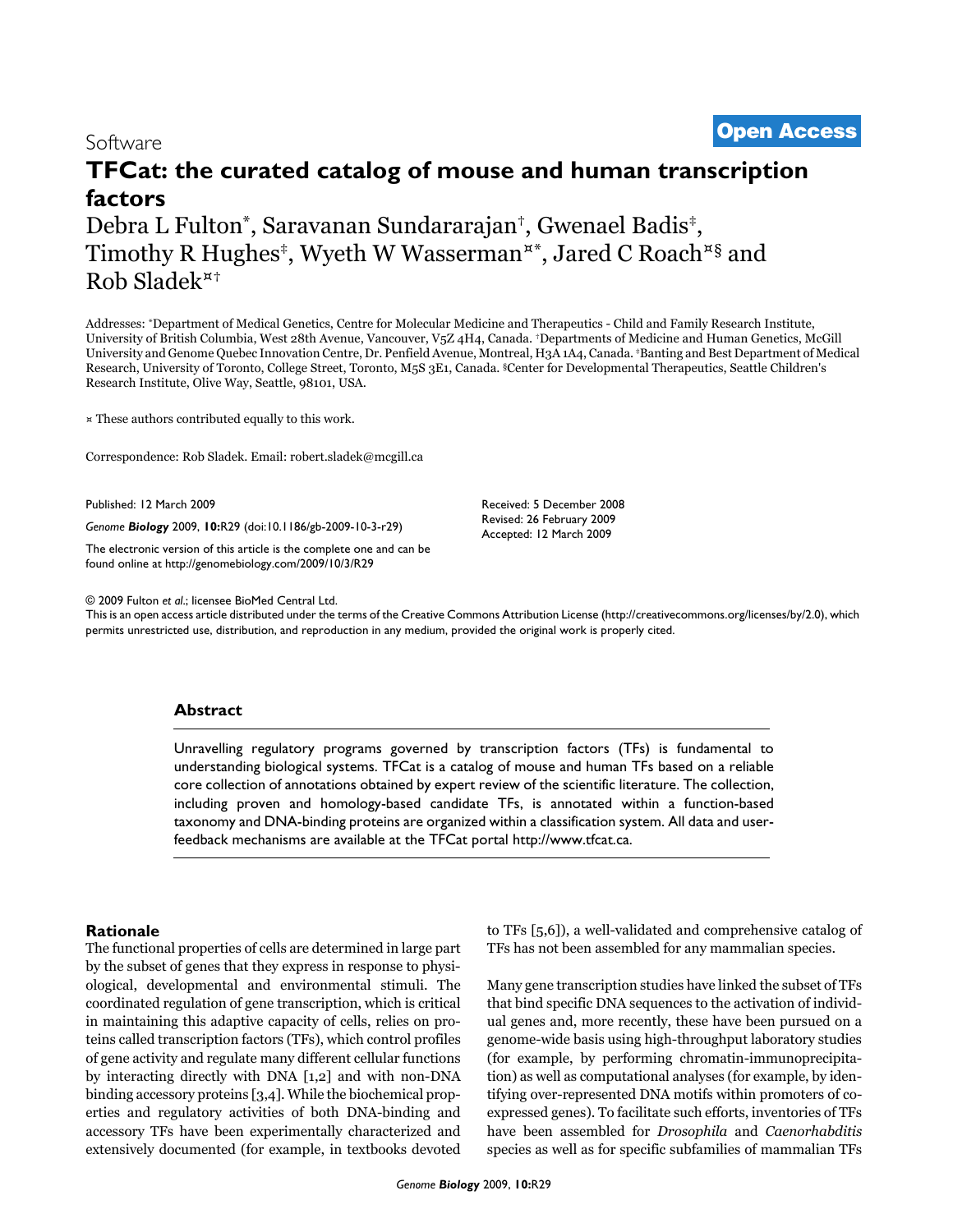Software

**Open Access**

# TFCat: the curated catalog of mouse and human transcription factors

Debra L Fulton[*], Saravanan Sundararajan[†], Gwenael Badis[‡], Timothy R Hughes[‡], Wyeth W Wasserman[¤*], Jared C Roach[¤§] and Rob Sladek[¤†]

Addresses: [*]Department of Medical Genetics, Centre for Molecular Medicine and Therapeutics - Child and Family Research Institute, University of British Columbia, West 28th Avenue, Vancouver, V5Z 4H4, Canada. [†]Departments of Medicine and Human Genetics, McGill University and Genome Quebec Innovation Centre, Dr. Penfield Avenue, Montreal, H3A 1A4, Canada. [‡]Banting and Best Department of Medical Research, University of Toronto, College Street, Toronto, M5S 3E1, Canada. [§]Center for Developmental Therapeutics, Seattle Children's Research Institute, Olive Way, Seattle, 98101, USA.

¤ These authors contributed equally to this work.

Correspondence: Rob Sladek. Email: robert.sladek@mcgill.ca

Published: 12 March 2009

*Genome **Biology*** 2009, **10:**R29 (doi:10.1186/gb-2009-10-3-r29)

The electronic version of this article is the complete one and can be found online at http://genomebiology.com/2009/10/3/R29

Received: 5 December 2008
Revised: 26 February 2009
Accepted: 12 March 2009

© 2009 Fulton *et al.*; licensee BioMed Central Ltd.
This is an open access article distributed under the terms of the Creative Commons Attribution License (http://creativecommons.org/licenses/by/2.0), which permits unrestricted use, distribution, and reproduction in any medium, provided the original work is properly cited.

## Abstract

Unravelling regulatory programs governed by transcription factors (TFs) is fundamental to understanding biological systems. TFCat is a catalog of mouse and human TFs based on a reliable core collection of annotations obtained by expert review of the scientific literature. The collection, including proven and homology-based candidate TFs, is annotated within a function-based taxonomy and DNA-binding proteins are organized within a classification system. All data and user-feedback mechanisms are available at the TFCat portal http://www.tfcat.ca.

## Rationale

The functional properties of cells are determined in large part by the subset of genes that they express in response to physiological, developmental and environmental stimuli. The coordinated regulation of gene transcription, which is critical in maintaining this adaptive capacity of cells, relies on proteins called transcription factors (TFs), which control profiles of gene activity and regulate many different cellular functions by interacting directly with DNA [1,2] and with non-DNA binding accessory proteins [3,4]. While the biochemical properties and regulatory activities of both DNA-binding and accessory TFs have been experimentally characterized and extensively documented (for example, in textbooks devoted to TFs [5,6]), a well-validated and comprehensive catalog of TFs has not been assembled for any mammalian species.

Many gene transcription studies have linked the subset of TFs that bind specific DNA sequences to the activation of individual genes and, more recently, these have been pursued on a genome-wide basis using high-throughput laboratory studies (for example, by performing chromatin-immunoprecipitation) as well as computational analyses (for example, by identifying over-represented DNA motifs within promoters of co-expressed genes). To facilitate such efforts, inventories of TFs have been assembled for *Drosophila* and *Caenorhabditis* species as well as for specific subfamilies of mammalian TFs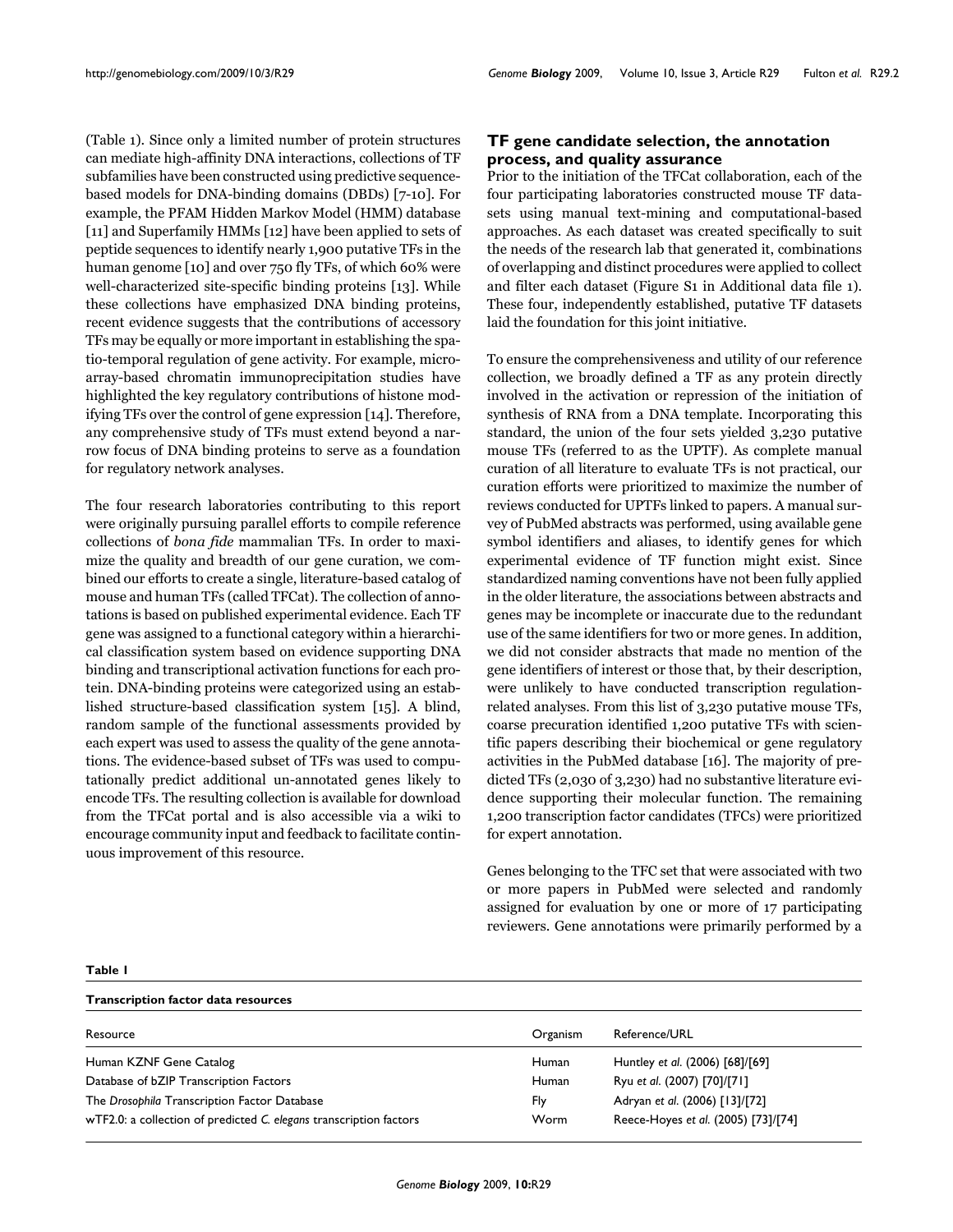(Table 1). Since only a limited number of protein structures can mediate high-affinity DNA interactions, collections of TF subfamilies have been constructed using predictive sequence-based models for DNA-binding domains (DBDs) [7-10]. For example, the PFAM Hidden Markov Model (HMM) database [11] and Superfamily HMMs [12] have been applied to sets of peptide sequences to identify nearly 1,900 putative TFs in the human genome [10] and over 750 fly TFs, of which 60% were well-characterized site-specific binding proteins [13]. While these collections have emphasized DNA binding proteins, recent evidence suggests that the contributions of accessory TFs may be equally or more important in establishing the spatio-temporal regulation of gene activity. For example, microarray-based chromatin immunoprecipitation studies have highlighted the key regulatory contributions of histone modifying TFs over the control of gene expression [14]. Therefore, any comprehensive study of TFs must extend beyond a narrow focus of DNA binding proteins to serve as a foundation for regulatory network analyses.

The four research laboratories contributing to this report were originally pursuing parallel efforts to compile reference collections of *bona fide* mammalian TFs. In order to maximize the quality and breadth of our gene curation, we combined our efforts to create a single, literature-based catalog of mouse and human TFs (called TFCat). The collection of annotations is based on published experimental evidence. Each TF gene was assigned to a functional category within a hierarchical classification system based on evidence supporting DNA binding and transcriptional activation functions for each protein. DNA-binding proteins were categorized using an established structure-based classification system [15]. A blind, random sample of the functional assessments provided by each expert was used to assess the quality of the gene annotations. The evidence-based subset of TFs was used to computationally predict additional un-annotated genes likely to encode TFs. The resulting collection is available for download from the TFCat portal and is also accessible via a wiki to encourage community input and feedback to facilitate continuous improvement of this resource.

## TF gene candidate selection, the annotation process, and quality assurance

Prior to the initiation of the TFCat collaboration, each of the four participating laboratories constructed mouse TF datasets using manual text-mining and computational-based approaches. As each dataset was created specifically to suit the needs of the research lab that generated it, combinations of overlapping and distinct procedures were applied to collect and filter each dataset (Figure S1 in Additional data file 1). These four, independently established, putative TF datasets laid the foundation for this joint initiative.

To ensure the comprehensiveness and utility of our reference collection, we broadly defined a TF as any protein directly involved in the activation or repression of the initiation of synthesis of RNA from a DNA template. Incorporating this standard, the union of the four sets yielded 3,230 putative mouse TFs (referred to as the UPTF). As complete manual curation of all literature to evaluate TFs is not practical, our curation efforts were prioritized to maximize the number of reviews conducted for UPTFs linked to papers. A manual survey of PubMed abstracts was performed, using available gene symbol identifiers and aliases, to identify genes for which experimental evidence of TF function might exist. Since standardized naming conventions have not been fully applied in the older literature, the associations between abstracts and genes may be incomplete or inaccurate due to the redundant use of the same identifiers for two or more genes. In addition, we did not consider abstracts that made no mention of the gene identifiers of interest or those that, by their description, were unlikely to have conducted transcription regulation-related analyses. From this list of 3,230 putative mouse TFs, coarse precuration identified 1,200 putative TFs with scientific papers describing their biochemical or gene regulatory activities in the PubMed database [16]. The majority of predicted TFs (2,030 of 3,230) had no substantive literature evidence supporting their molecular function. The remaining 1,200 transcription factor candidates (TFCs) were prioritized for expert annotation.

Genes belonging to the TFC set that were associated with two or more papers in PubMed were selected and randomly assigned for evaluation by one or more of 17 participating reviewers. Gene annotations were primarily performed by a

**Table 1**

**Transcription factor data resources**

| Resource | Organism | Reference/URL |
|---|---|---|
| Human KZNF Gene Catalog | Human | Huntley *et al.* (2006) [68]/[69] |
| Database of bZIP Transcription Factors | Human | Ryu *et al.* (2007) [70]/[71] |
| The *Drosophila* Transcription Factor Database | Fly | Adryan *et al.* (2006) [13]/[72] |
| wTF2.0: a collection of predicted *C. elegans* transcription factors | Worm | Reece-Hoyes *et al.* (2005) [73]/[74] |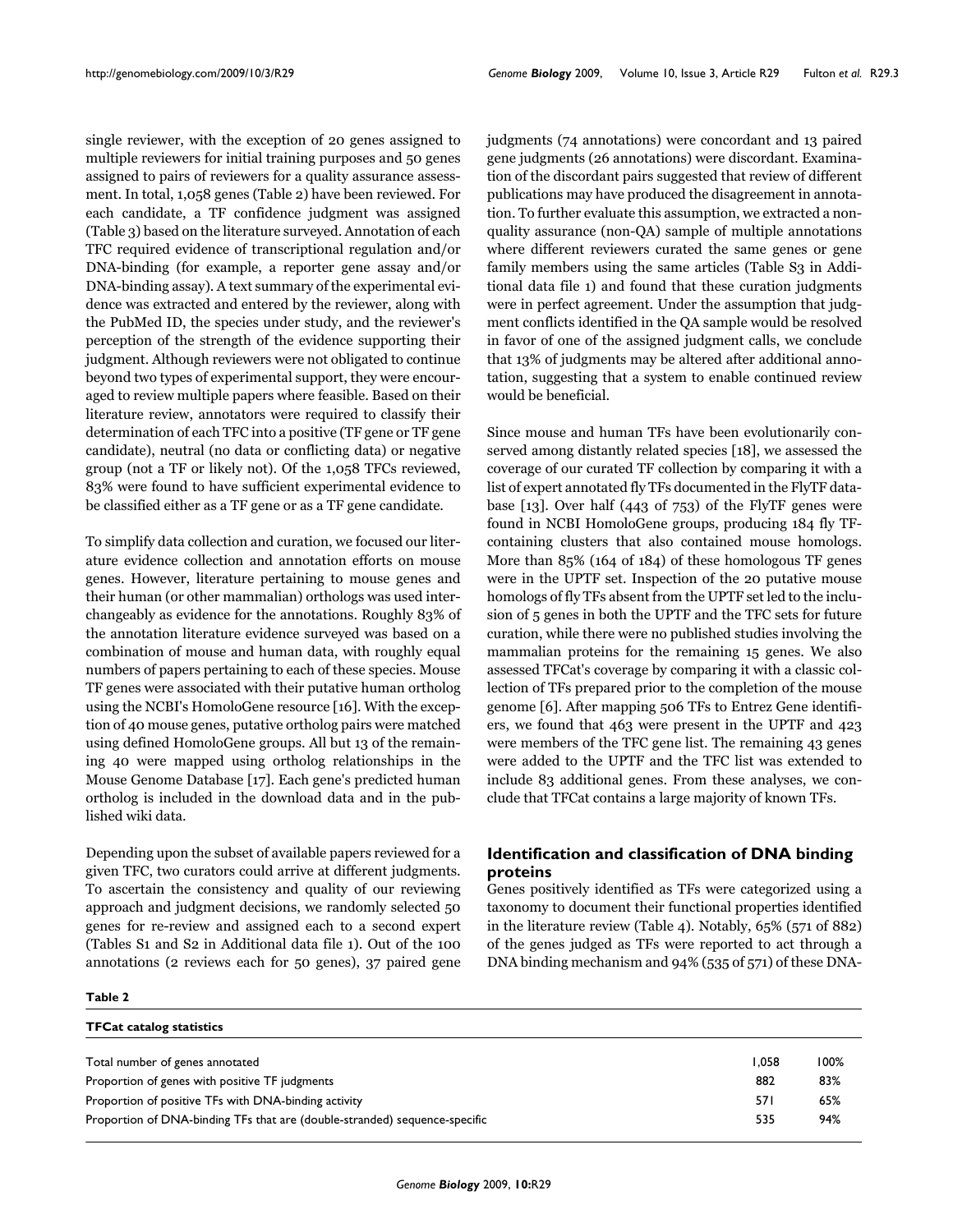single reviewer, with the exception of 20 genes assigned to multiple reviewers for initial training purposes and 50 genes assigned to pairs of reviewers for a quality assurance assessment. In total, 1,058 genes (Table 2) have been reviewed. For each candidate, a TF confidence judgment was assigned (Table 3) based on the literature surveyed. Annotation of each TFC required evidence of transcriptional regulation and/or DNA-binding (for example, a reporter gene assay and/or DNA-binding assay). A text summary of the experimental evidence was extracted and entered by the reviewer, along with the PubMed ID, the species under study, and the reviewer's perception of the strength of the evidence supporting their judgment. Although reviewers were not obligated to continue beyond two types of experimental support, they were encouraged to review multiple papers where feasible. Based on their literature review, annotators were required to classify their determination of each TFC into a positive (TF gene or TF gene candidate), neutral (no data or conflicting data) or negative group (not a TF or likely not). Of the 1,058 TFCs reviewed, 83% were found to have sufficient experimental evidence to be classified either as a TF gene or as a TF gene candidate.

To simplify data collection and curation, we focused our literature evidence collection and annotation efforts on mouse genes. However, literature pertaining to mouse genes and their human (or other mammalian) orthologs was used interchangeably as evidence for the annotations. Roughly 83% of the annotation literature evidence surveyed was based on a combination of mouse and human data, with roughly equal numbers of papers pertaining to each of these species. Mouse TF genes were associated with their putative human ortholog using the NCBI's HomoloGene resource [16]. With the exception of 40 mouse genes, putative ortholog pairs were matched using defined HomoloGene groups. All but 13 of the remaining 40 were mapped using ortholog relationships in the Mouse Genome Database [17]. Each gene's predicted human ortholog is included in the download data and in the published wiki data.

Depending upon the subset of available papers reviewed for a given TFC, two curators could arrive at different judgments. To ascertain the consistency and quality of our reviewing approach and judgment decisions, we randomly selected 50 genes for re-review and assigned each to a second expert (Tables S1 and S2 in Additional data file 1). Out of the 100 annotations (2 reviews each for 50 genes), 37 paired gene judgments (74 annotations) were concordant and 13 paired gene judgments (26 annotations) were discordant. Examination of the discordant pairs suggested that review of different publications may have produced the disagreement in annotation. To further evaluate this assumption, we extracted a non-quality assurance (non-QA) sample of multiple annotations where different reviewers curated the same genes or gene family members using the same articles (Table S3 in Additional data file 1) and found that these curation judgments were in perfect agreement. Under the assumption that judgment conflicts identified in the QA sample would be resolved in favor of one of the assigned judgment calls, we conclude that 13% of judgments may be altered after additional annotation, suggesting that a system to enable continued review would be beneficial.

Since mouse and human TFs have been evolutionarily conserved among distantly related species [18], we assessed the coverage of our curated TF collection by comparing it with a list of expert annotated fly TFs documented in the FlyTF database [13]. Over half (443 of 753) of the FlyTF genes were found in NCBI HomoloGene groups, producing 184 fly TF-containing clusters that also contained mouse homologs. More than 85% (164 of 184) of these homologous TF genes were in the UPTF set. Inspection of the 20 putative mouse homologs of fly TFs absent from the UPTF set led to the inclusion of 5 genes in both the UPTF and the TFC sets for future curation, while there were no published studies involving the mammalian proteins for the remaining 15 genes. We also assessed TFCat's coverage by comparing it with a classic collection of TFs prepared prior to the completion of the mouse genome [6]. After mapping 506 TFs to Entrez Gene identifiers, we found that 463 were present in the UPTF and 423 were members of the TFC gene list. The remaining 43 genes were added to the UPTF and the TFC list was extended to include 83 additional genes. From these analyses, we conclude that TFCat contains a large majority of known TFs.

## Identification and classification of DNA binding proteins

Genes positively identified as TFs were categorized using a taxonomy to document their functional properties identified in the literature review (Table 4). Notably, 65% (571 of 882) of the genes judged as TFs were reported to act through a DNA binding mechanism and 94% (535 of 571) of these DNA-

**Table 2**

**TFCat catalog statistics**

| | | |
|---|---|---|
| Total number of genes annotated | 1,058 | 100% |
| Proportion of genes with positive TF judgments | 882 | 83% |
| Proportion of positive TFs with DNA-binding activity | 571 | 65% |
| Proportion of DNA-binding TFs that are (double-stranded) sequence-specific | 535 | 94% |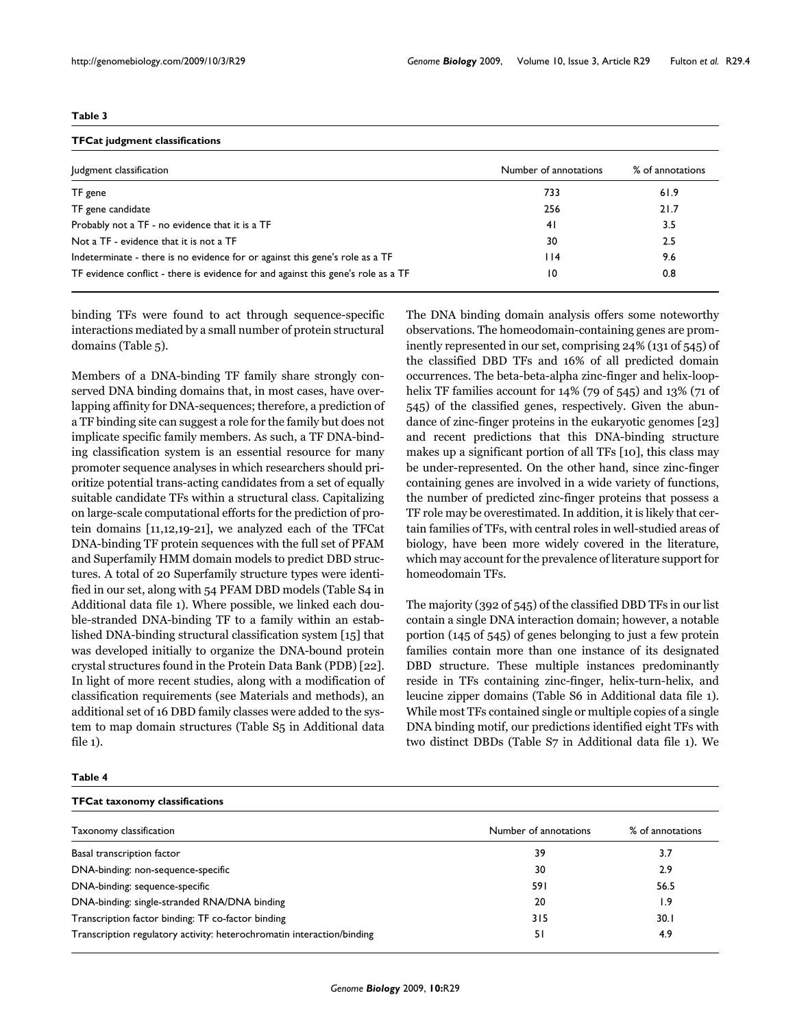**Table 3**

**TFCat judgment classifications**

| Judgment classification | Number of annotations | % of annotations |
|---|---|---|
| TF gene | 733 | 61.9 |
| TF gene candidate | 256 | 21.7 |
| Probably not a TF - no evidence that it is a TF | 41 | 3.5 |
| Not a TF - evidence that it is not a TF | 30 | 2.5 |
| Indeterminate - there is no evidence for or against this gene's role as a TF | 114 | 9.6 |
| TF evidence conflict - there is evidence for and against this gene's role as a TF | 10 | 0.8 |

binding TFs were found to act through sequence-specific interactions mediated by a small number of protein structural domains (Table 5).

Members of a DNA-binding TF family share strongly conserved DNA binding domains that, in most cases, have overlapping affinity for DNA-sequences; therefore, a prediction of a TF binding site can suggest a role for the family but does not implicate specific family members. As such, a TF DNA-binding classification system is an essential resource for many promoter sequence analyses in which researchers should prioritize potential trans-acting candidates from a set of equally suitable candidate TFs within a structural class. Capitalizing on large-scale computational efforts for the prediction of protein domains [11,12,19-21], we analyzed each of the TFCat DNA-binding TF protein sequences with the full set of PFAM and Superfamily HMM domain models to predict DBD structures. A total of 20 Superfamily structure types were identified in our set, along with 54 PFAM DBD models (Table S4 in Additional data file 1). Where possible, we linked each double-stranded DNA-binding TF to a family within an established DNA-binding structural classification system [15] that was developed initially to organize the DNA-bound protein crystal structures found in the Protein Data Bank (PDB) [22]. In light of more recent studies, along with a modification of classification requirements (see Materials and methods), an additional set of 16 DBD family classes were added to the system to map domain structures (Table S5 in Additional data file 1).

The DNA binding domain analysis offers some noteworthy observations. The homeodomain-containing genes are prominently represented in our set, comprising 24% (131 of 545) of the classified DBD TFs and 16% of all predicted domain occurrences. The beta-beta-alpha zinc-finger and helix-loop-helix TF families account for 14% (79 of 545) and 13% (71 of 545) of the classified genes, respectively. Given the abundance of zinc-finger proteins in the eukaryotic genomes [23] and recent predictions that this DNA-binding structure makes up a significant portion of all TFs [10], this class may be under-represented. On the other hand, since zinc-finger containing genes are involved in a wide variety of functions, the number of predicted zinc-finger proteins that possess a TF role may be overestimated. In addition, it is likely that certain families of TFs, with central roles in well-studied areas of biology, have been more widely covered in the literature, which may account for the prevalence of literature support for homeodomain TFs.

The majority (392 of 545) of the classified DBD TFs in our list contain a single DNA interaction domain; however, a notable portion (145 of 545) of genes belonging to just a few protein families contain more than one instance of its designated DBD structure. These multiple instances predominantly reside in TFs containing zinc-finger, helix-turn-helix, and leucine zipper domains (Table S6 in Additional data file 1). While most TFs contained single or multiple copies of a single DNA binding motif, our predictions identified eight TFs with two distinct DBDs (Table S7 in Additional data file 1). We

**Table 4**

**TFCat taxonomy classifications**

| Taxonomy classification | Number of annotations | % of annotations |
|---|---|---|
| Basal transcription factor | 39 | 3.7 |
| DNA-binding: non-sequence-specific | 30 | 2.9 |
| DNA-binding: sequence-specific | 591 | 56.5 |
| DNA-binding: single-stranded RNA/DNA binding | 20 | 1.9 |
| Transcription factor binding: TF co-factor binding | 315 | 30.1 |
| Transcription regulatory activity: heterochromatin interaction/binding | 51 | 4.9 |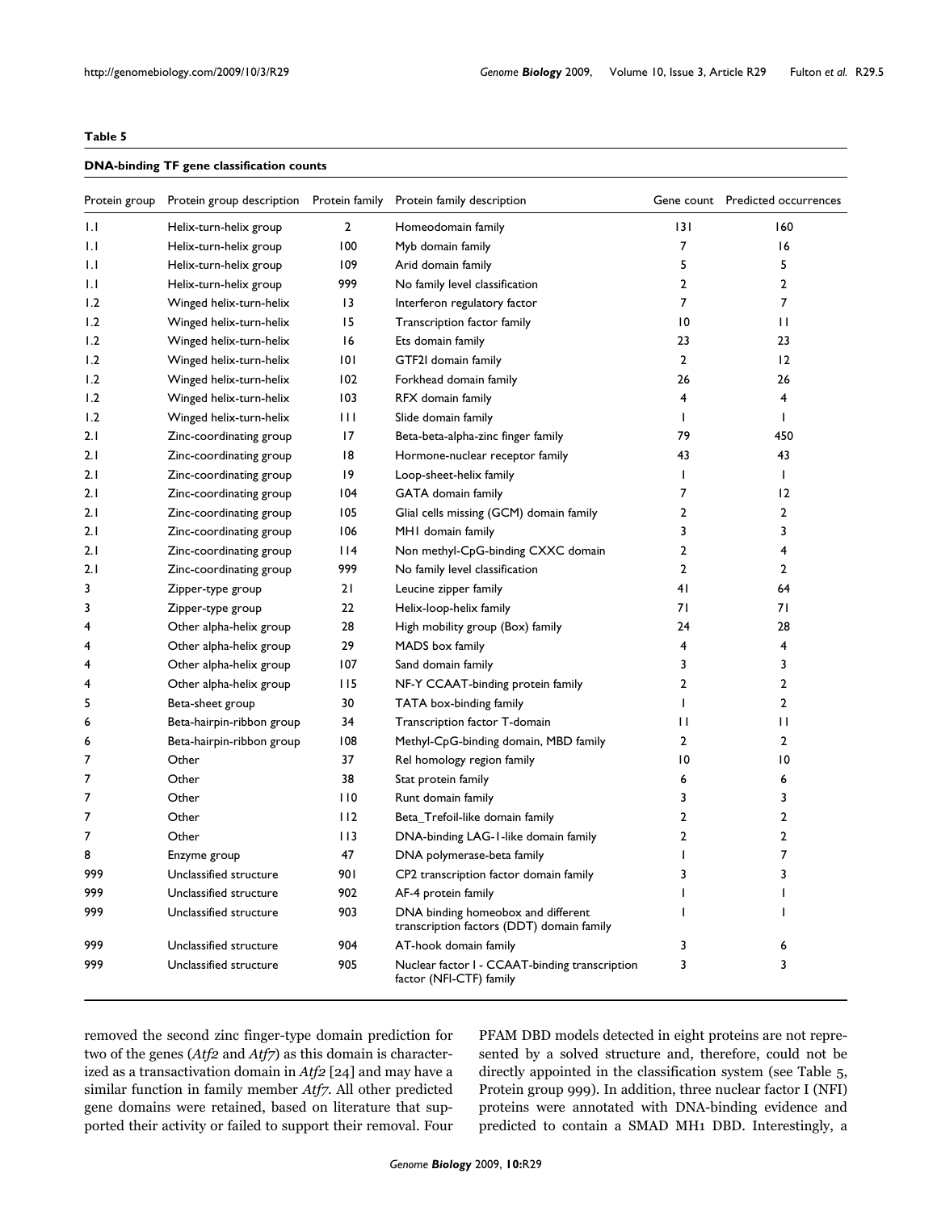**Table 5**

**DNA-binding TF gene classification counts**

| Protein group | Protein group description | Protein family | Protein family description | Gene count | Predicted occurrences |
|---|---|---|---|---|---|
| 1.1 | Helix-turn-helix group | 2 | Homeodomain family | 131 | 160 |
| 1.1 | Helix-turn-helix group | 100 | Myb domain family | 7 | 16 |
| 1.1 | Helix-turn-helix group | 109 | Arid domain family | 5 | 5 |
| 1.1 | Helix-turn-helix group | 999 | No family level classification | 2 | 2 |
| 1.2 | Winged helix-turn-helix | 13 | Interferon regulatory factor | 7 | 7 |
| 1.2 | Winged helix-turn-helix | 15 | Transcription factor family | 10 | 11 |
| 1.2 | Winged helix-turn-helix | 16 | Ets domain family | 23 | 23 |
| 1.2 | Winged helix-turn-helix | 101 | GTF2I domain family | 2 | 12 |
| 1.2 | Winged helix-turn-helix | 102 | Forkhead domain family | 26 | 26 |
| 1.2 | Winged helix-turn-helix | 103 | RFX domain family | 4 | 4 |
| 1.2 | Winged helix-turn-helix | 111 | Slide domain family | 1 | 1 |
| 2.1 | Zinc-coordinating group | 17 | Beta-beta-alpha-zinc finger family | 79 | 450 |
| 2.1 | Zinc-coordinating group | 18 | Hormone-nuclear receptor family | 43 | 43 |
| 2.1 | Zinc-coordinating group | 19 | Loop-sheet-helix family | 1 | 1 |
| 2.1 | Zinc-coordinating group | 104 | GATA domain family | 7 | 12 |
| 2.1 | Zinc-coordinating group | 105 | Glial cells missing (GCM) domain family | 2 | 2 |
| 2.1 | Zinc-coordinating group | 106 | MH1 domain family | 3 | 3 |
| 2.1 | Zinc-coordinating group | 114 | Non methyl-CpG-binding CXXC domain | 2 | 4 |
| 2.1 | Zinc-coordinating group | 999 | No family level classification | 2 | 2 |
| 3 | Zipper-type group | 21 | Leucine zipper family | 41 | 64 |
| 3 | Zipper-type group | 22 | Helix-loop-helix family | 71 | 71 |
| 4 | Other alpha-helix group | 28 | High mobility group (Box) family | 24 | 28 |
| 4 | Other alpha-helix group | 29 | MADS box family | 4 | 4 |
| 4 | Other alpha-helix group | 107 | Sand domain family | 3 | 3 |
| 4 | Other alpha-helix group | 115 | NF-Y CCAAT-binding protein family | 2 | 2 |
| 5 | Beta-sheet group | 30 | TATA box-binding family | 1 | 2 |
| 6 | Beta-hairpin-ribbon group | 34 | Transcription factor T-domain | 11 | 11 |
| 6 | Beta-hairpin-ribbon group | 108 | Methyl-CpG-binding domain, MBD family | 2 | 2 |
| 7 | Other | 37 | Rel homology region family | 10 | 10 |
| 7 | Other | 38 | Stat protein family | 6 | 6 |
| 7 | Other | 110 | Runt domain family | 3 | 3 |
| 7 | Other | 112 | Beta_Trefoil-like domain family | 2 | 2 |
| 7 | Other | 113 | DNA-binding LAG-1-like domain family | 2 | 2 |
| 8 | Enzyme group | 47 | DNA polymerase-beta family | 1 | 7 |
| 999 | Unclassified structure | 901 | CP2 transcription factor domain family | 3 | 3 |
| 999 | Unclassified structure | 902 | AF-4 protein family | 1 | 1 |
| 999 | Unclassified structure | 903 | DNA binding homeobox and different transcription factors (DDT) domain family | 1 | 1 |
| 999 | Unclassified structure | 904 | AT-hook domain family | 3 | 6 |
| 999 | Unclassified structure | 905 | Nuclear factor I - CCAAT-binding transcription factor (NFI-CTF) family | 3 | 3 |

removed the second zinc finger-type domain prediction for two of the genes (*Atf2* and *Atf7*) as this domain is characterized as a transactivation domain in *Atf2* [24] and may have a similar function in family member *Atf7*. All other predicted gene domains were retained, based on literature that supported their activity or failed to support their removal. Four PFAM DBD models detected in eight proteins are not represented by a solved structure and, therefore, could not be directly appointed in the classification system (see Table 5, Protein group 999). In addition, three nuclear factor I (NFI) proteins were annotated with DNA-binding evidence and predicted to contain a SMAD MH1 DBD. Interestingly, a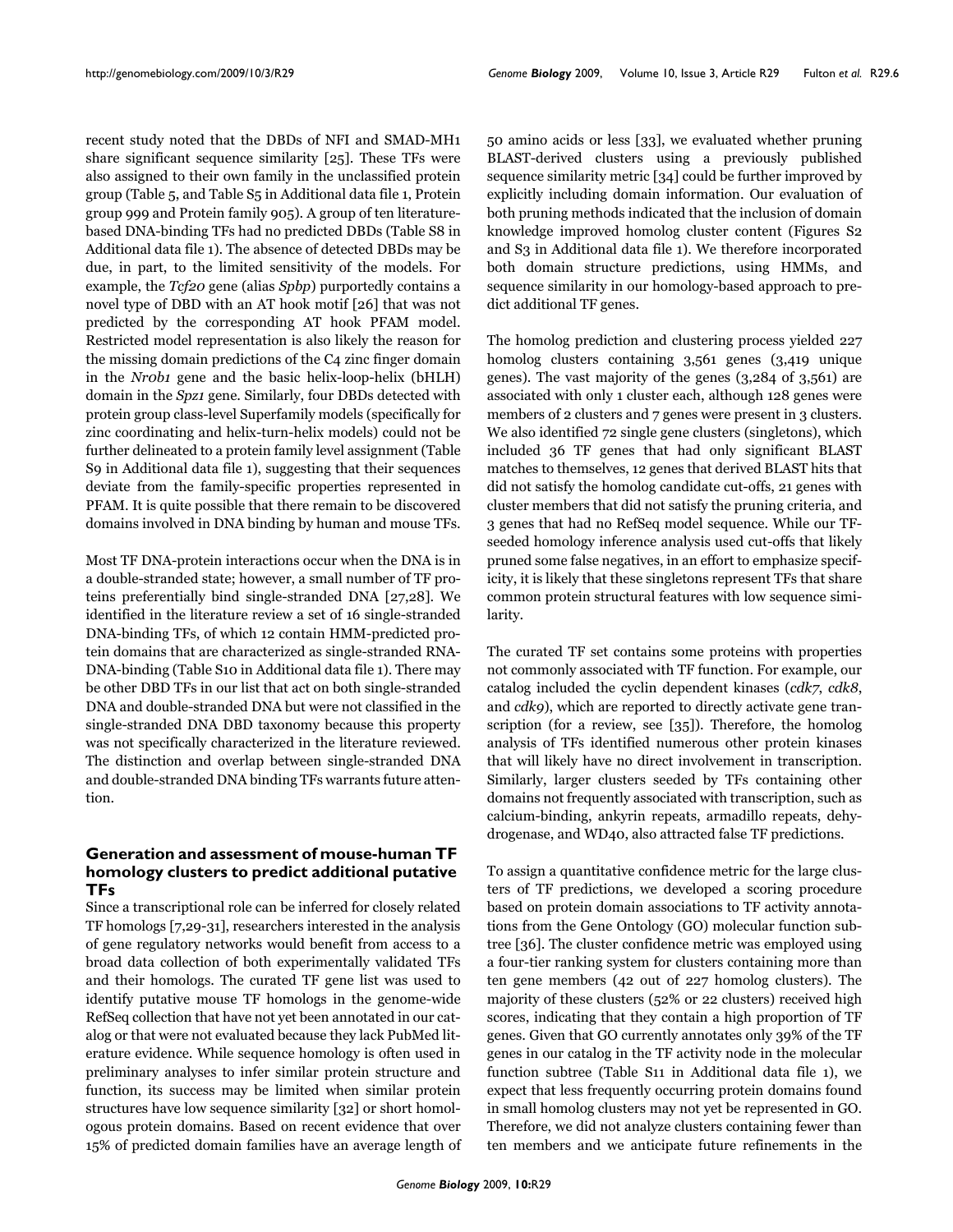recent study noted that the DBDs of NFI and SMAD-MH1 share significant sequence similarity [25]. These TFs were also assigned to their own family in the unclassified protein group (Table 5, and Table S5 in Additional data file 1, Protein group 999 and Protein family 905). A group of ten literature-based DNA-binding TFs had no predicted DBDs (Table S8 in Additional data file 1). The absence of detected DBDs may be due, in part, to the limited sensitivity of the models. For example, the *Tcf20* gene (alias *Spbp*) purportedly contains a novel type of DBD with an AT hook motif [26] that was not predicted by the corresponding AT hook PFAM model. Restricted model representation is also likely the reason for the missing domain predictions of the C4 zinc finger domain in the *Nr0b1* gene and the basic helix-loop-helix (bHLH) domain in the *Spz1* gene. Similarly, four DBDs detected with protein group class-level Superfamily models (specifically for zinc coordinating and helix-turn-helix models) could not be further delineated to a protein family level assignment (Table S9 in Additional data file 1), suggesting that their sequences deviate from the family-specific properties represented in PFAM. It is quite possible that there remain to be discovered domains involved in DNA binding by human and mouse TFs.

Most TF DNA-protein interactions occur when the DNA is in a double-stranded state; however, a small number of TF proteins preferentially bind single-stranded DNA [27,28]. We identified in the literature review a set of 16 single-stranded DNA-binding TFs, of which 12 contain HMM-predicted protein domains that are characterized as single-stranded RNA-DNA-binding (Table S10 in Additional data file 1). There may be other DBD TFs in our list that act on both single-stranded DNA and double-stranded DNA but were not classified in the single-stranded DNA DBD taxonomy because this property was not specifically characterized in the literature reviewed. The distinction and overlap between single-stranded DNA and double-stranded DNA binding TFs warrants future attention.

## Generation and assessment of mouse-human TF homology clusters to predict additional putative TFs

Since a transcriptional role can be inferred for closely related TF homologs [7,29-31], researchers interested in the analysis of gene regulatory networks would benefit from access to a broad data collection of both experimentally validated TFs and their homologs. The curated TF gene list was used to identify putative mouse TF homologs in the genome-wide RefSeq collection that have not yet been annotated in our catalog or that were not evaluated because they lack PubMed literature evidence. While sequence homology is often used in preliminary analyses to infer similar protein structure and function, its success may be limited when similar protein structures have low sequence similarity [32] or short homologous protein domains. Based on recent evidence that over 15% of predicted domain families have an average length of 50 amino acids or less [33], we evaluated whether pruning BLAST-derived clusters using a previously published sequence similarity metric [34] could be further improved by explicitly including domain information. Our evaluation of both pruning methods indicated that the inclusion of domain knowledge improved homolog cluster content (Figures S2 and S3 in Additional data file 1). We therefore incorporated both domain structure predictions, using HMMs, and sequence similarity in our homology-based approach to predict additional TF genes.

The homolog prediction and clustering process yielded 227 homolog clusters containing 3,561 genes (3,419 unique genes). The vast majority of the genes (3,284 of 3,561) are associated with only 1 cluster each, although 128 genes were members of 2 clusters and 7 genes were present in 3 clusters. We also identified 72 single gene clusters (singletons), which included 36 TF genes that had only significant BLAST matches to themselves, 12 genes that derived BLAST hits that did not satisfy the homolog candidate cut-offs, 21 genes with cluster members that did not satisfy the pruning criteria, and 3 genes that had no RefSeq model sequence. While our TF-seeded homology inference analysis used cut-offs that likely pruned some false negatives, in an effort to emphasize specificity, it is likely that these singletons represent TFs that share common protein structural features with low sequence similarity.

The curated TF set contains some proteins with properties not commonly associated with TF function. For example, our catalog included the cyclin dependent kinases (*cdk7*, *cdk8*, and *cdk9*), which are reported to directly activate gene transcription (for a review, see [35]). Therefore, the homolog analysis of TFs identified numerous other protein kinases that will likely have no direct involvement in transcription. Similarly, larger clusters seeded by TFs containing other domains not frequently associated with transcription, such as calcium-binding, ankyrin repeats, armadillo repeats, dehydrogenase, and WD40, also attracted false TF predictions.

To assign a quantitative confidence metric for the large clusters of TF predictions, we developed a scoring procedure based on protein domain associations to TF activity annotations from the Gene Ontology (GO) molecular function subtree [36]. The cluster confidence metric was employed using a four-tier ranking system for clusters containing more than ten gene members (42 out of 227 homolog clusters). The majority of these clusters (52% or 22 clusters) received high scores, indicating that they contain a high proportion of TF genes. Given that GO currently annotates only 39% of the TF genes in our catalog in the TF activity node in the molecular function subtree (Table S11 in Additional data file 1), we expect that less frequently occurring protein domains found in small homolog clusters may not yet be represented in GO. Therefore, we did not analyze clusters containing fewer than ten members and we anticipate future refinements in the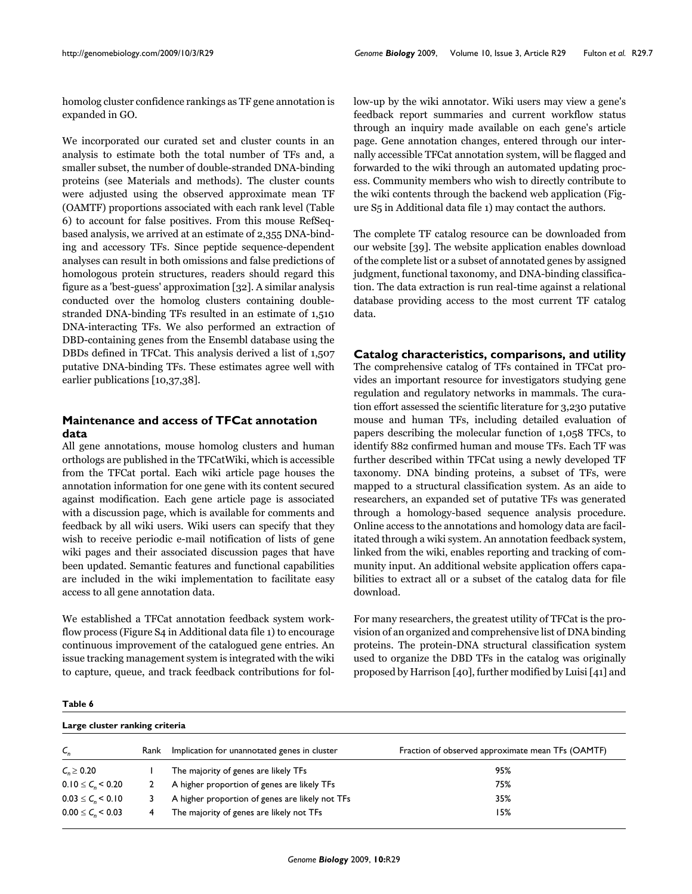homolog cluster confidence rankings as TF gene annotation is expanded in GO.

We incorporated our curated set and cluster counts in an analysis to estimate both the total number of TFs and, a smaller subset, the number of double-stranded DNA-binding proteins (see Materials and methods). The cluster counts were adjusted using the observed approximate mean TF (OAMTF) proportions associated with each rank level (Table 6) to account for false positives. From this mouse RefSeq-based analysis, we arrived at an estimate of 2,355 DNA-binding and accessory TFs. Since peptide sequence-dependent analyses can result in both omissions and false predictions of homologous protein structures, readers should regard this figure as a 'best-guess' approximation [32]. A similar analysis conducted over the homolog clusters containing double-stranded DNA-binding TFs resulted in an estimate of 1,510 DNA-interacting TFs. We also performed an extraction of DBD-containing genes from the Ensembl database using the DBDs defined in TFCat. This analysis derived a list of 1,507 putative DNA-binding TFs. These estimates agree well with earlier publications [10,37,38].

## Maintenance and access of TFCat annotation data

All gene annotations, mouse homolog clusters and human orthologs are published in the TFCatWiki, which is accessible from the TFCat portal. Each wiki article page houses the annotation information for one gene with its content secured against modification. Each gene article page is associated with a discussion page, which is available for comments and feedback by all wiki users. Wiki users can specify that they wish to receive periodic e-mail notification of lists of gene wiki pages and their associated discussion pages that have been updated. Semantic features and functional capabilities are included in the wiki implementation to facilitate easy access to all gene annotation data.

We established a TFCat annotation feedback system workflow process (Figure S4 in Additional data file 1) to encourage continuous improvement of the catalogued gene entries. An issue tracking management system is integrated with the wiki to capture, queue, and track feedback contributions for follow-up by the wiki annotator. Wiki users may view a gene's feedback report summaries and current workflow status through an inquiry made available on each gene's article page. Gene annotation changes, entered through our internally accessible TFCat annotation system, will be flagged and forwarded to the wiki through an automated updating process. Community members who wish to directly contribute to the wiki contents through the backend web application (Figure S5 in Additional data file 1) may contact the authors.

The complete TF catalog resource can be downloaded from our website [39]. The website application enables download of the complete list or a subset of annotated genes by assigned judgment, functional taxonomy, and DNA-binding classification. The data extraction is run real-time against a relational database providing access to the most current TF catalog data.

## Catalog characteristics, comparisons, and utility

The comprehensive catalog of TFs contained in TFCat provides an important resource for investigators studying gene regulation and regulatory networks in mammals. The curation effort assessed the scientific literature for 3,230 putative mouse and human TFs, including detailed evaluation of papers describing the molecular function of 1,058 TFCs, to identify 882 confirmed human and mouse TFs. Each TF was further described within TFCat using a newly developed TF taxonomy. DNA binding proteins, a subset of TFs, were mapped to a structural classification system. As an aide to researchers, an expanded set of putative TFs was generated through a homology-based sequence analysis procedure. Online access to the annotations and homology data are facilitated through a wiki system. An annotation feedback system, linked from the wiki, enables reporting and tracking of community input. An additional website application offers capabilities to extract all or a subset of the catalog data for file download.

For many researchers, the greatest utility of TFCat is the provision of an organized and comprehensive list of DNA binding proteins. The protein-DNA structural classification system used to organize the DBD TFs in the catalog was originally proposed by Harrison [40], further modified by Luisi [41] and

**Table 6**

**Large cluster ranking criteria**

| $C_n$ | Rank | Implication for unannotated genes in cluster | Fraction of observed approximate mean TFs (OAMTF) |
|---|---|---|---|
| $C_n \geq 0.20$ | 1 | The majority of genes are likely TFs | 95% |
| $0.10 \leq C_n < 0.20$ | 2 | A higher proportion of genes are likely TFs | 75% |
| $0.03 \leq C_n < 0.10$ | 3 | A higher proportion of genes are likely not TFs | 35% |
| $0.00 \leq C_n < 0.03$ | 4 | The majority of genes are likely not TFs | 15% |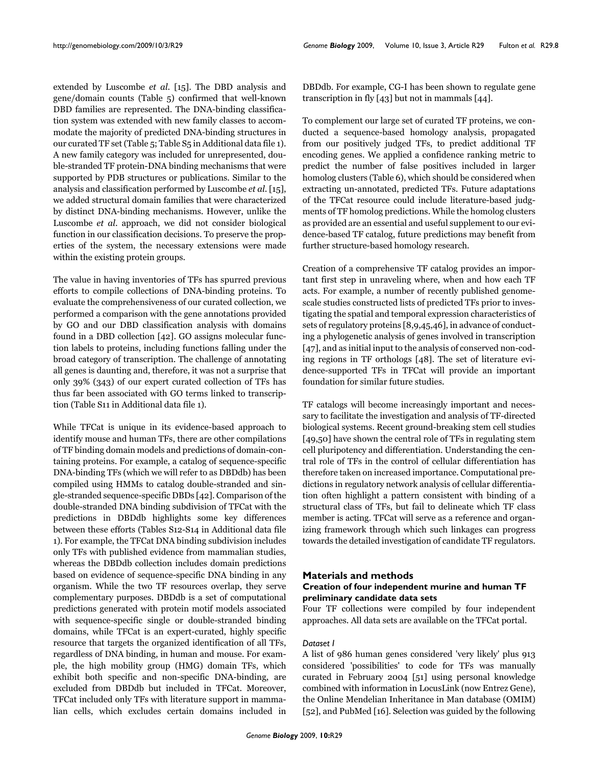extended by Luscombe *et al.* [15]. The DBD analysis and gene/domain counts (Table 5) confirmed that well-known DBD families are represented. The DNA-binding classification system was extended with new family classes to accommodate the majority of predicted DNA-binding structures in our curated TF set (Table 5; Table S5 in Additional data file 1). A new family category was included for unrepresented, double-stranded TF protein-DNA binding mechanisms that were supported by PDB structures or publications. Similar to the analysis and classification performed by Luscombe *et al.* [15], we added structural domain families that were characterized by distinct DNA-binding mechanisms. However, unlike the Luscombe *et al.* approach, we did not consider biological function in our classification decisions. To preserve the properties of the system, the necessary extensions were made within the existing protein groups.

The value in having inventories of TFs has spurred previous efforts to compile collections of DNA-binding proteins. To evaluate the comprehensiveness of our curated collection, we performed a comparison with the gene annotations provided by GO and our DBD classification analysis with domains found in a DBD collection [42]. GO assigns molecular function labels to proteins, including functions falling under the broad category of transcription. The challenge of annotating all genes is daunting and, therefore, it was not a surprise that only 39% (343) of our expert curated collection of TFs has thus far been associated with GO terms linked to transcription (Table S11 in Additional data file 1).

While TFCat is unique in its evidence-based approach to identify mouse and human TFs, there are other compilations of TF binding domain models and predictions of domain-containing proteins. For example, a catalog of sequence-specific DNA-binding TFs (which we will refer to as DBDdb) has been compiled using HMMs to catalog double-stranded and single-stranded sequence-specific DBDs [42]. Comparison of the double-stranded DNA binding subdivision of TFCat with the predictions in DBDdb highlights some key differences between these efforts (Tables S12-S14 in Additional data file 1). For example, the TFCat DNA binding subdivision includes only TFs with published evidence from mammalian studies, whereas the DBDdb collection includes domain predictions based on evidence of sequence-specific DNA binding in any organism. While the two TF resources overlap, they serve complementary purposes. DBDdb is a set of computational predictions generated with protein motif models associated with sequence-specific single or double-stranded binding domains, while TFCat is an expert-curated, highly specific resource that targets the organized identification of all TFs, regardless of DNA binding, in human and mouse. For example, the high mobility group (HMG) domain TFs, which exhibit both specific and non-specific DNA-binding, are excluded from DBDdb but included in TFCat. Moreover, TFCat included only TFs with literature support in mammalian cells, which excludes certain domains included in DBDdb. For example, CG-I has been shown to regulate gene transcription in fly [43] but not in mammals [44].

To complement our large set of curated TF proteins, we conducted a sequence-based homology analysis, propagated from our positively judged TFs, to predict additional TF encoding genes. We applied a confidence ranking metric to predict the number of false positives included in larger homolog clusters (Table 6), which should be considered when extracting un-annotated, predicted TFs. Future adaptations of the TFCat resource could include literature-based judgments of TF homolog predictions. While the homolog clusters as provided are an essential and useful supplement to our evidence-based TF catalog, future predictions may benefit from further structure-based homology research.

Creation of a comprehensive TF catalog provides an important first step in unraveling where, when and how each TF acts. For example, a number of recently published genome-scale studies constructed lists of predicted TFs prior to investigating the spatial and temporal expression characteristics of sets of regulatory proteins [8,9,45,46], in advance of conducting a phylogenetic analysis of genes involved in transcription [47], and as initial input to the analysis of conserved non-coding regions in TF orthologs [48]. The set of literature evidence-supported TFs in TFCat will provide an important foundation for similar future studies.

TF catalogs will become increasingly important and necessary to facilitate the investigation and analysis of TF-directed biological systems. Recent ground-breaking stem cell studies [49,50] have shown the central role of TFs in regulating stem cell pluripotency and differentiation. Understanding the central role of TFs in the control of cellular differentiation has therefore taken on increased importance. Computational predictions in regulatory network analysis of cellular differentiation often highlight a pattern consistent with binding of a structural class of TFs, but fail to delineate which TF class member is acting. TFCat will serve as a reference and organizing framework through which such linkages can progress towards the detailed investigation of candidate TF regulators.

## Materials and methods

### Creation of four independent murine and human TF preliminary candidate data sets

Four TF collections were compiled by four independent approaches. All data sets are available on the TFCat portal.

#### *Dataset I*

A list of 986 human genes considered 'very likely' plus 913 considered 'possibilities' to code for TFs was manually curated in February 2004 [51] using personal knowledge combined with information in LocusLink (now Entrez Gene), the Online Mendelian Inheritance in Man database (OMIM) [52], and PubMed [16]. Selection was guided by the following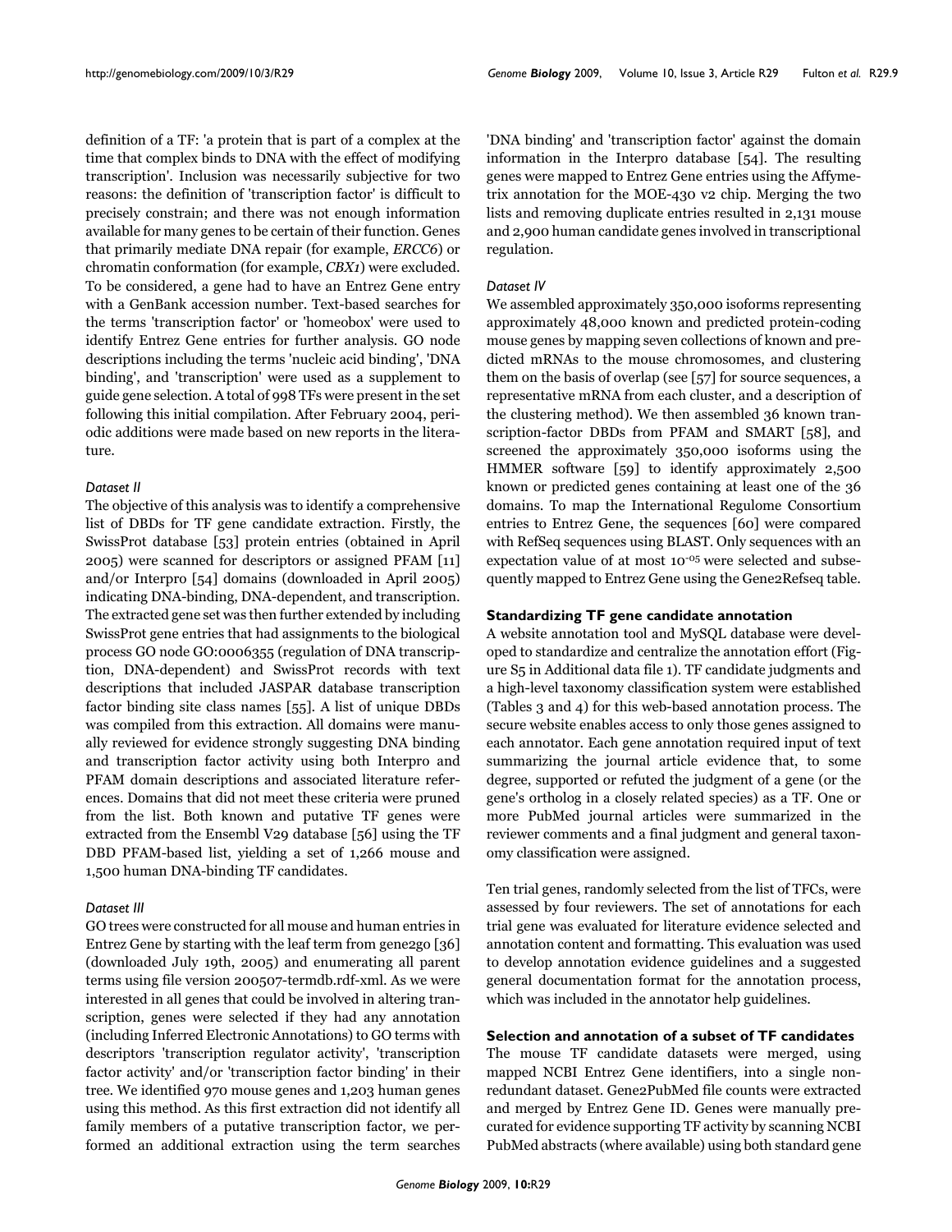definition of a TF: 'a protein that is part of a complex at the time that complex binds to DNA with the effect of modifying transcription'. Inclusion was necessarily subjective for two reasons: the definition of 'transcription factor' is difficult to precisely constrain; and there was not enough information available for many genes to be certain of their function. Genes that primarily mediate DNA repair (for example, *ERCC6*) or chromatin conformation (for example, *CBX1*) were excluded. To be considered, a gene had to have an Entrez Gene entry with a GenBank accession number. Text-based searches for the terms 'transcription factor' or 'homeobox' were used to identify Entrez Gene entries for further analysis. GO node descriptions including the terms 'nucleic acid binding', 'DNA binding', and 'transcription' were used as a supplement to guide gene selection. A total of 998 TFs were present in the set following this initial compilation. After February 2004, periodic additions were made based on new reports in the literature.

#### *Dataset II*

The objective of this analysis was to identify a comprehensive list of DBDs for TF gene candidate extraction. Firstly, the SwissProt database [53] protein entries (obtained in April 2005) were scanned for descriptors or assigned PFAM [11] and/or Interpro [54] domains (downloaded in April 2005) indicating DNA-binding, DNA-dependent, and transcription. The extracted gene set was then further extended by including SwissProt gene entries that had assignments to the biological process GO node GO:0006355 (regulation of DNA transcription, DNA-dependent) and SwissProt records with text descriptions that included JASPAR database transcription factor binding site class names [55]. A list of unique DBDs was compiled from this extraction. All domains were manually reviewed for evidence strongly suggesting DNA binding and transcription factor activity using both Interpro and PFAM domain descriptions and associated literature references. Domains that did not meet these criteria were pruned from the list. Both known and putative TF genes were extracted from the Ensembl V29 database [56] using the TF DBD PFAM-based list, yielding a set of 1,266 mouse and 1,500 human DNA-binding TF candidates.

#### *Dataset III*

GO trees were constructed for all mouse and human entries in Entrez Gene by starting with the leaf term from gene2go [36] (downloaded July 19th, 2005) and enumerating all parent terms using file version 200507-termdb.rdf-xml. As we were interested in all genes that could be involved in altering transcription, genes were selected if they had any annotation (including Inferred Electronic Annotations) to GO terms with descriptors 'transcription regulator activity', 'transcription factor activity' and/or 'transcription factor binding' in their tree. We identified 970 mouse genes and 1,203 human genes using this method. As this first extraction did not identify all family members of a putative transcription factor, we performed an additional extraction using the term searches 'DNA binding' and 'transcription factor' against the domain information in the Interpro database [54]. The resulting genes were mapped to Entrez Gene entries using the Affymetrix annotation for the MOE-430 v2 chip. Merging the two lists and removing duplicate entries resulted in 2,131 mouse and 2,900 human candidate genes involved in transcriptional regulation.

#### *Dataset IV*

We assembled approximately 350,000 isoforms representing approximately 48,000 known and predicted protein-coding mouse genes by mapping seven collections of known and predicted mRNAs to the mouse chromosomes, and clustering them on the basis of overlap (see [57] for source sequences, a representative mRNA from each cluster, and a description of the clustering method). We then assembled 36 known transcription-factor DBDs from PFAM and SMART [58], and screened the approximately 350,000 isoforms using the HMMER software [59] to identify approximately 2,500 known or predicted genes containing at least one of the 36 domains. To map the International Regulome Consortium entries to Entrez Gene, the sequences [60] were compared with RefSeq sequences using BLAST. Only sequences with an expectation value of at most $10^{-05}$ were selected and subsequently mapped to Entrez Gene using the Gene2Refseq table.

### Standardizing TF gene candidate annotation

A website annotation tool and MySQL database were developed to standardize and centralize the annotation effort (Figure S5 in Additional data file 1). TF candidate judgments and a high-level taxonomy classification system were established (Tables 3 and 4) for this web-based annotation process. The secure website enables access to only those genes assigned to each annotator. Each gene annotation required input of text summarizing the journal article evidence that, to some degree, supported or refuted the judgment of a gene (or the gene's ortholog in a closely related species) as a TF. One or more PubMed journal articles were summarized in the reviewer comments and a final judgment and general taxonomy classification were assigned.

Ten trial genes, randomly selected from the list of TFCs, were assessed by four reviewers. The set of annotations for each trial gene was evaluated for literature evidence selected and annotation content and formatting. This evaluation was used to develop annotation evidence guidelines and a suggested general documentation format for the annotation process, which was included in the annotator help guidelines.

### Selection and annotation of a subset of TF candidates

The mouse TF candidate datasets were merged, using mapped NCBI Entrez Gene identifiers, into a single non-redundant dataset. Gene2PubMed file counts were extracted and merged by Entrez Gene ID. Genes were manually pre-curated for evidence supporting TF activity by scanning NCBI PubMed abstracts (where available) using both standard gene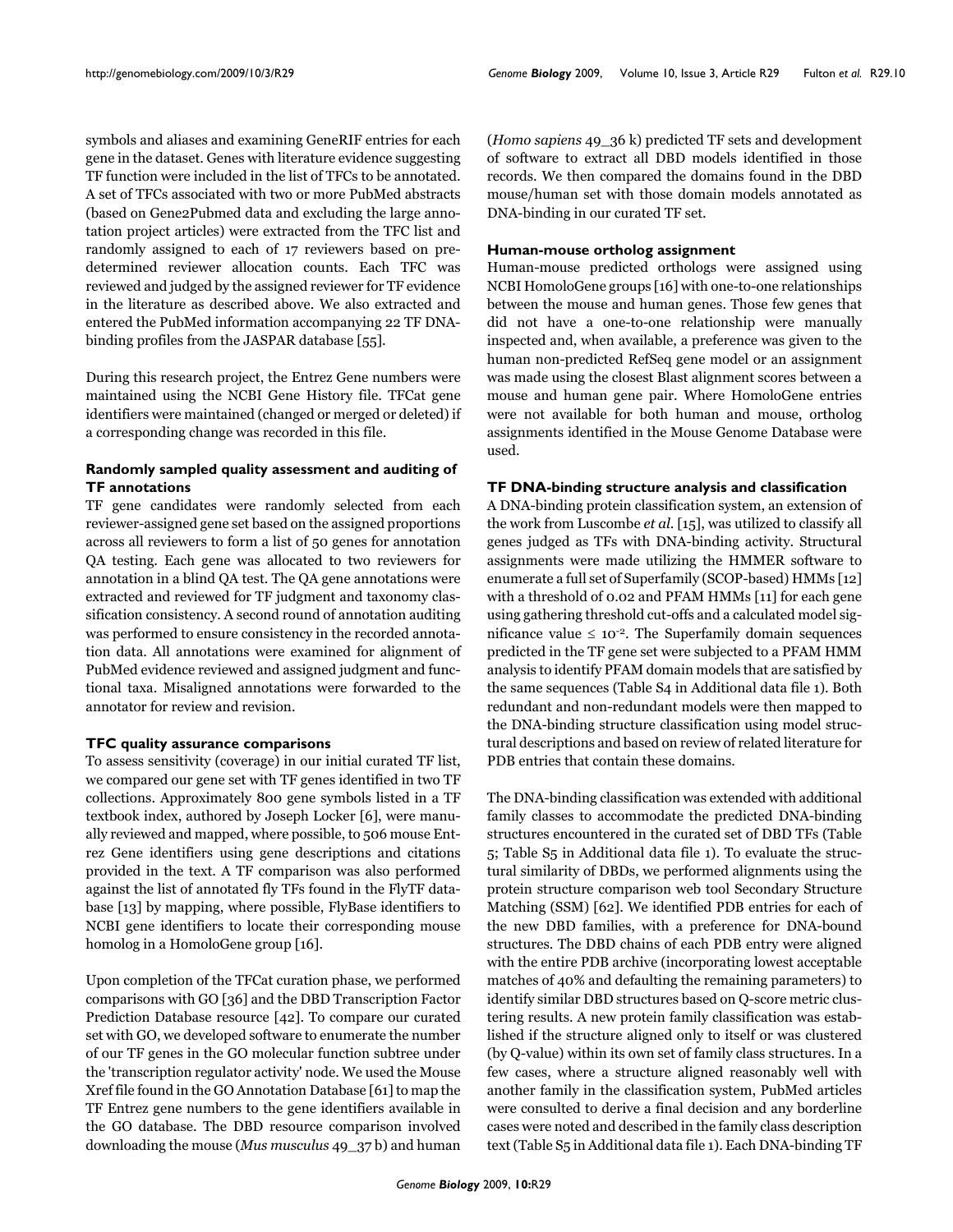symbols and aliases and examining GeneRIF entries for each gene in the dataset. Genes with literature evidence suggesting TF function were included in the list of TFCs to be annotated. A set of TFCs associated with two or more PubMed abstracts (based on Gene2Pubmed data and excluding the large annotation project articles) were extracted from the TFC list and randomly assigned to each of 17 reviewers based on predetermined reviewer allocation counts. Each TFC was reviewed and judged by the assigned reviewer for TF evidence in the literature as described above. We also extracted and entered the PubMed information accompanying 22 TF DNA-binding profiles from the JASPAR database [55].

During this research project, the Entrez Gene numbers were maintained using the NCBI Gene History file. TFCat gene identifiers were maintained (changed or merged or deleted) if a corresponding change was recorded in this file.

### Randomly sampled quality assessment and auditing of TF annotations

TF gene candidates were randomly selected from each reviewer-assigned gene set based on the assigned proportions across all reviewers to form a list of 50 genes for annotation QA testing. Each gene was allocated to two reviewers for annotation in a blind QA test. The QA gene annotations were extracted and reviewed for TF judgment and taxonomy classification consistency. A second round of annotation auditing was performed to ensure consistency in the recorded annotation data. All annotations were examined for alignment of PubMed evidence reviewed and assigned judgment and functional taxa. Misaligned annotations were forwarded to the annotator for review and revision.

### TFC quality assurance comparisons

To assess sensitivity (coverage) in our initial curated TF list, we compared our gene set with TF genes identified in two TF collections. Approximately 800 gene symbols listed in a TF textbook index, authored by Joseph Locker [6], were manually reviewed and mapped, where possible, to 506 mouse Entrez Gene identifiers using gene descriptions and citations provided in the text. A TF comparison was also performed against the list of annotated fly TFs found in the FlyTF database [13] by mapping, where possible, FlyBase identifiers to NCBI gene identifiers to locate their corresponding mouse homolog in a HomoloGene group [16].

Upon completion of the TFCat curation phase, we performed comparisons with GO [36] and the DBD Transcription Factor Prediction Database resource [42]. To compare our curated set with GO, we developed software to enumerate the number of our TF genes in the GO molecular function subtree under the 'transcription regulator activity' node. We used the Mouse Xref file found in the GO Annotation Database [61] to map the TF Entrez gene numbers to the gene identifiers available in the GO database. The DBD resource comparison involved downloading the mouse (*Mus musculus* 49_37 b) and human (*Homo sapiens* 49_36 k) predicted TF sets and development of software to extract all DBD models identified in those records. We then compared the domains found in the DBD mouse/human set with those domain models annotated as DNA-binding in our curated TF set.

### Human-mouse ortholog assignment

Human-mouse predicted orthologs were assigned using NCBI HomoloGene groups [16] with one-to-one relationships between the mouse and human genes. Those few genes that did not have a one-to-one relationship were manually inspected and, when available, a preference was given to the human non-predicted RefSeq gene model or an assignment was made using the closest Blast alignment scores between a mouse and human gene pair. Where HomoloGene entries were not available for both human and mouse, ortholog assignments identified in the Mouse Genome Database were used.

### TF DNA-binding structure analysis and classification

A DNA-binding protein classification system, an extension of the work from Luscombe *et al.* [15], was utilized to classify all genes judged as TFs with DNA-binding activity. Structural assignments were made utilizing the HMMER software to enumerate a full set of Superfamily (SCOP-based) HMMs [12] with a threshold of 0.02 and PFAM HMMs [11] for each gene using gathering threshold cut-offs and a calculated model significance value $\leq 10^{-2}$. The Superfamily domain sequences predicted in the TF gene set were subjected to a PFAM HMM analysis to identify PFAM domain models that are satisfied by the same sequences (Table S4 in Additional data file 1). Both redundant and non-redundant models were then mapped to the DNA-binding structure classification using model structural descriptions and based on review of related literature for PDB entries that contain these domains.

The DNA-binding classification was extended with additional family classes to accommodate the predicted DNA-binding structures encountered in the curated set of DBD TFs (Table 5; Table S5 in Additional data file 1). To evaluate the structural similarity of DBDs, we performed alignments using the protein structure comparison web tool Secondary Structure Matching (SSM) [62]. We identified PDB entries for each of the new DBD families, with a preference for DNA-bound structures. The DBD chains of each PDB entry were aligned with the entire PDB archive (incorporating lowest acceptable matches of 40% and defaulting the remaining parameters) to identify similar DBD structures based on Q-score metric clustering results. A new protein family classification was established if the structure aligned only to itself or was clustered (by Q-value) within its own set of family class structures. In a few cases, where a structure aligned reasonably well with another family in the classification system, PubMed articles were consulted to derive a final decision and any borderline cases were noted and described in the family class description text (Table S5 in Additional data file 1). Each DNA-binding TF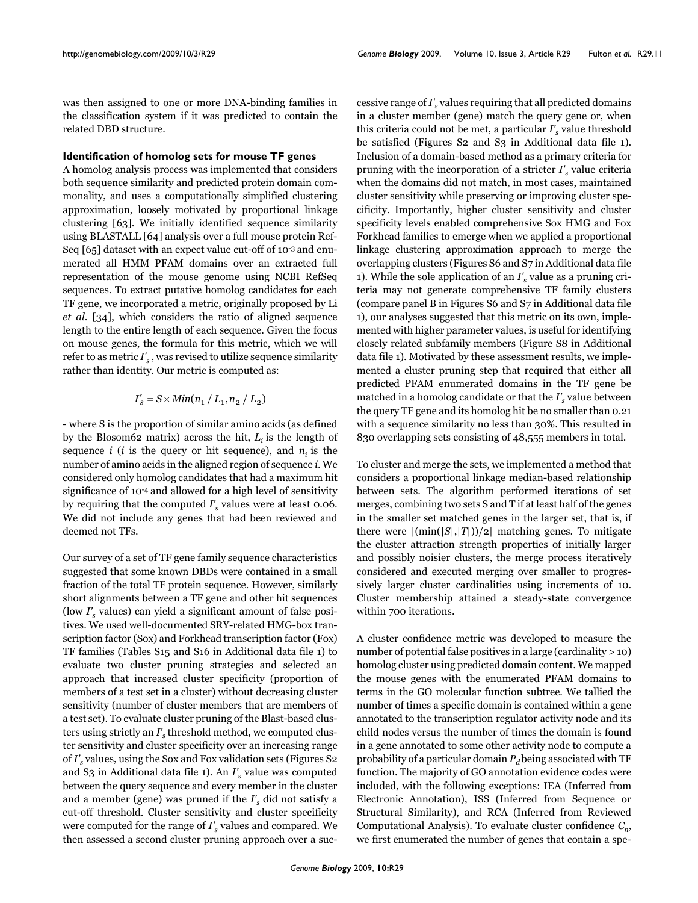was then assigned to one or more DNA-binding families in the classification system if it was predicted to contain the related DBD structure.

### Identification of homolog sets for mouse TF genes

A homolog analysis process was implemented that considers both sequence similarity and predicted protein domain commonality, and uses a computationally simplified clustering approximation, loosely motivated by proportional linkage clustering [63]. We initially identified sequence similarity using BLASTALL [64] analysis over a full mouse protein RefSeq [65] dataset with an expect value cut-off of $10^{-3}$ and enumerated all HMM PFAM domains over an extracted full representation of the mouse genome using NCBI RefSeq sequences. To extract putative homolog candidates for each TF gene, we incorporated a metric, originally proposed by Li *et al.* [34], which considers the ratio of aligned sequence length to the entire length of each sequence. Given the focus on mouse genes, the formula for this metric, which we will refer to as metric $I'_s$, was revised to utilize sequence similarity rather than identity. Our metric is computed as:

$$I'_s = S \times Min(n_1 / L_1, n_2 / L_2)$$

- where S is the proportion of similar amino acids (as defined by the Blosom62 matrix) across the hit, $L_i$ is the length of sequence $i$ ($i$ is the query or hit sequence), and $n_i$ is the number of amino acids in the aligned region of sequence $i$. We considered only homolog candidates that had a maximum hit significance of $10^{-4}$ and allowed for a high level of sensitivity by requiring that the computed $I'_s$ values were at least 0.06. We did not include any genes that had been reviewed and deemed not TFs.

Our survey of a set of TF gene family sequence characteristics suggested that some known DBDs were contained in a small fraction of the total TF protein sequence. However, similarly short alignments between a TF gene and other hit sequences (low $I'_s$ values) can yield a significant amount of false positives. We used well-documented SRY-related HMG-box transcription factor (Sox) and Forkhead transcription factor (Fox) TF families (Tables S15 and S16 in Additional data file 1) to evaluate two cluster pruning strategies and selected an approach that increased cluster specificity (proportion of members of a test set in a cluster) without decreasing cluster sensitivity (number of cluster members that are members of a test set). To evaluate cluster pruning of the Blast-based clusters using strictly an $I'_s$ threshold method, we computed cluster sensitivity and cluster specificity over an increasing range of $I'_s$ values, using the Sox and Fox validation sets (Figures S2 and S3 in Additional data file 1). An $I'_s$ value was computed between the query sequence and every member in the cluster and a member (gene) was pruned if the $I'_s$ did not satisfy a cut-off threshold. Cluster sensitivity and cluster specificity were computed for the range of $I'_s$ values and compared. We then assessed a second cluster pruning approach over a successive range of $I'_s$ values requiring that all predicted domains in a cluster member (gene) match the query gene or, when this criteria could not be met, a particular $I'_s$ value threshold be satisfied (Figures S2 and S3 in Additional data file 1). Inclusion of a domain-based method as a primary criteria for pruning with the incorporation of a stricter $I'_s$ value criteria when the domains did not match, in most cases, maintained cluster sensitivity while preserving or improving cluster specificity. Importantly, higher cluster sensitivity and cluster specificity levels enabled comprehensive Sox HMG and Fox Forkhead families to emerge when we applied a proportional linkage clustering approximation approach to merge the overlapping clusters (Figures S6 and S7 in Additional data file 1). While the sole application of an $I'_s$ value as a pruning criteria may not generate comprehensive TF family clusters (compare panel B in Figures S6 and S7 in Additional data file 1), our analyses suggested that this metric on its own, implemented with higher parameter values, is useful for identifying closely related subfamily members (Figure S8 in Additional data file 1). Motivated by these assessment results, we implemented a cluster pruning step that required that either all predicted PFAM enumerated domains in the TF gene be matched in a homolog candidate or that the $I'_s$ value between the query TF gene and its homolog hit be no smaller than 0.21 with a sequence similarity no less than 30%. This resulted in 830 overlapping sets consisting of 48,555 members in total.

To cluster and merge the sets, we implemented a method that considers a proportional linkage median-based relationship between sets. The algorithm performed iterations of set merges, combining two sets S and T if at least half of the genes in the smaller set matched genes in the larger set, that is, if there were $|(\min(|S|,|T|))/2|$ matching genes. To mitigate the cluster attraction strength properties of initially larger and possibly noisier clusters, the merge process iteratively considered and executed merging over smaller to progressively larger cluster cardinalities using increments of 10. Cluster membership attained a steady-state convergence within 700 iterations.

A cluster confidence metric was developed to measure the number of potential false positives in a large (cardinality > 10) homolog cluster using predicted domain content. We mapped the mouse genes with the enumerated PFAM domains to terms in the GO molecular function subtree. We tallied the number of times a specific domain is contained within a gene annotated to the transcription regulator activity node and its child nodes versus the number of times the domain is found in a gene annotated to some other activity node to compute a probability of a particular domain $P_d$ being associated with TF function. The majority of GO annotation evidence codes were included, with the following exceptions: IEA (Inferred from Electronic Annotation), ISS (Inferred from Sequence or Structural Similarity), and RCA (Inferred from Reviewed Computational Analysis). To evaluate cluster confidence $C_n$, we first enumerated the number of genes that contain a spe-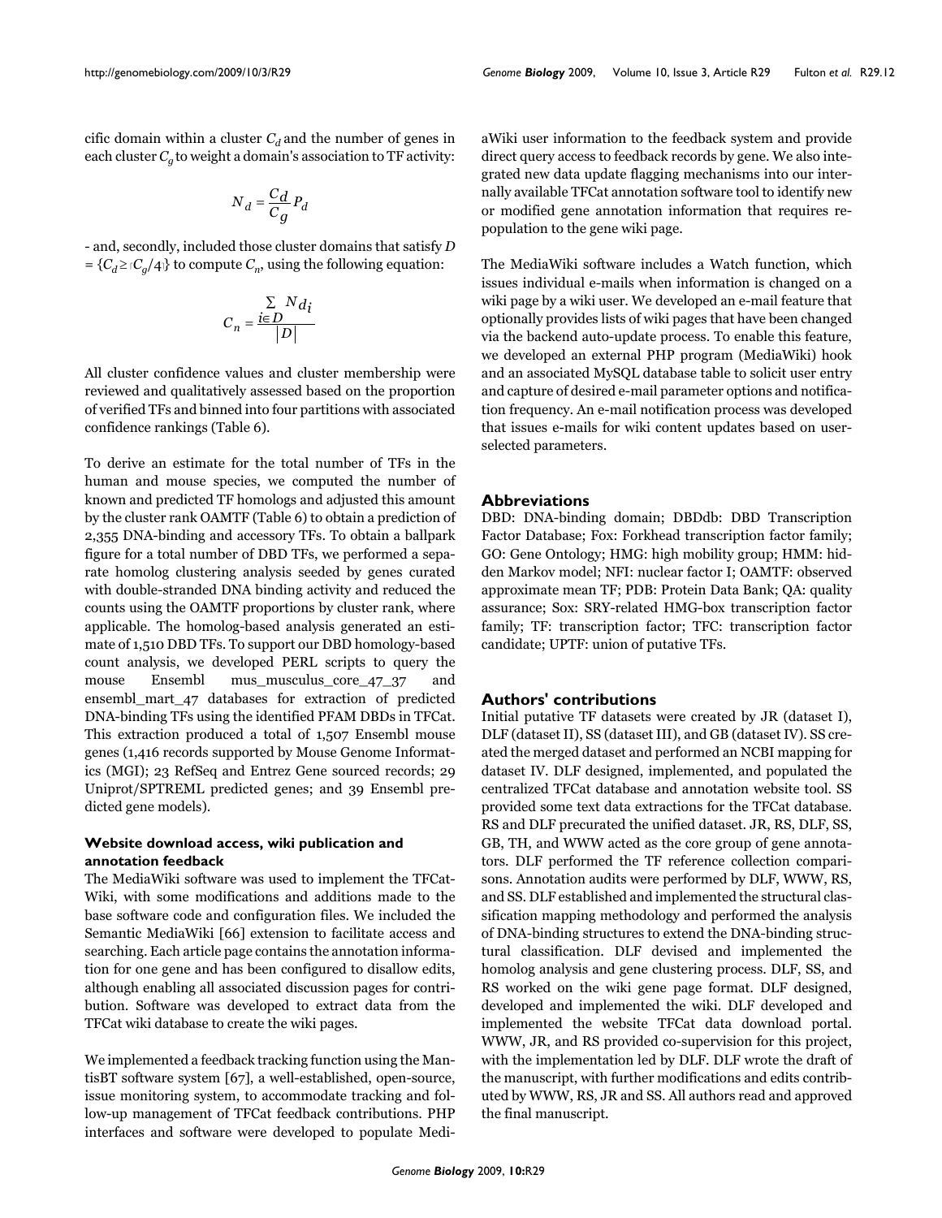cific domain within a cluster $C_d$ and the number of genes in each cluster $C_g$ to weight a domain's association to TF activity:

$$N_d = \frac{C_d}{C_g} P_d$$

- and, secondly, included those cluster domains that satisfy $D = \{C_d \geq \lceil C_g/4 \rceil\}$ to compute $C_n$, using the following equation:

$$C_n = \frac{\sum_{i \in D} N_{d_i}}{|D|}$$

All cluster confidence values and cluster membership were reviewed and qualitatively assessed based on the proportion of verified TFs and binned into four partitions with associated confidence rankings (Table 6).

To derive an estimate for the total number of TFs in the human and mouse species, we computed the number of known and predicted TF homologs and adjusted this amount by the cluster rank OAMTF (Table 6) to obtain a prediction of 2,355 DNA-binding and accessory TFs. To obtain a ballpark figure for a total number of DBD TFs, we performed a separate homolog clustering analysis seeded by genes curated with double-stranded DNA binding activity and reduced the counts using the OAMTF proportions by cluster rank, where applicable. The homolog-based analysis generated an estimate of 1,510 DBD TFs. To support our DBD homology-based count analysis, we developed PERL scripts to query the mouse Ensembl mus_musculus_core_47_37 and ensembl_mart_47 databases for extraction of predicted DNA-binding TFs using the identified PFAM DBDs in TFCat. This extraction produced a total of 1,507 Ensembl mouse genes (1,416 records supported by Mouse Genome Informatics (MGI); 23 RefSeq and Entrez Gene sourced records; 29 Uniprot/SPTREML predicted genes; and 39 Ensembl predicted gene models).

### Website download access, wiki publication and annotation feedback

The MediaWiki software was used to implement the TFCat-Wiki, with some modifications and additions made to the base software code and configuration files. We included the Semantic MediaWiki [66] extension to facilitate access and searching. Each article page contains the annotation information for one gene and has been configured to disallow edits, although enabling all associated discussion pages for contribution. Software was developed to extract data from the TFCat wiki database to create the wiki pages.

We implemented a feedback tracking function using the MantisBT software system [67], a well-established, open-source, issue monitoring system, to accommodate tracking and follow-up management of TFCat feedback contributions. PHP interfaces and software were developed to populate MediaWiki user information to the feedback system and provide direct query access to feedback records by gene. We also integrated new data update flagging mechanisms into our internally available TFCat annotation software tool to identify new or modified gene annotation information that requires repopulation to the gene wiki page.

The MediaWiki software includes a Watch function, which issues individual e-mails when information is changed on a wiki page by a wiki user. We developed an e-mail feature that optionally provides lists of wiki pages that have been changed via the backend auto-update process. To enable this feature, we developed an external PHP program (MediaWiki) hook and an associated MySQL database table to solicit user entry and capture of desired e-mail parameter options and notification frequency. An e-mail notification process was developed that issues e-mails for wiki content updates based on user-selected parameters.

## Abbreviations

DBD: DNA-binding domain; DBDdb: DBD Transcription Factor Database; Fox: Forkhead transcription factor family; GO: Gene Ontology; HMG: high mobility group; HMM: hidden Markov model; NFI: nuclear factor I; OAMTF: observed approximate mean TF; PDB: Protein Data Bank; QA: quality assurance; Sox: SRY-related HMG-box transcription factor family; TF: transcription factor; TFC: transcription factor candidate; UPTF: union of putative TFs.

## Authors' contributions

Initial putative TF datasets were created by JR (dataset I), DLF (dataset II), SS (dataset III), and GB (dataset IV). SS created the merged dataset and performed an NCBI mapping for dataset IV. DLF designed, implemented, and populated the centralized TFCat database and annotation website tool. SS provided some text data extractions for the TFCat database. RS and DLF precurated the unified dataset. JR, RS, DLF, SS, GB, TH, and WWW acted as the core group of gene annotators. DLF performed the TF reference collection comparisons. Annotation audits were performed by DLF, WWW, RS, and SS. DLF established and implemented the structural classification mapping methodology and performed the analysis of DNA-binding structures to extend the DNA-binding structural classification. DLF devised and implemented the homolog analysis and gene clustering process. DLF, SS, and RS worked on the wiki gene page format. DLF designed, developed and implemented the wiki. DLF developed and implemented the website TFCat data download portal. WWW, JR, and RS provided co-supervision for this project, with the implementation led by DLF. DLF wrote the draft of the manuscript, with further modifications and edits contributed by WWW, RS, JR and SS. All authors read and approved the final manuscript.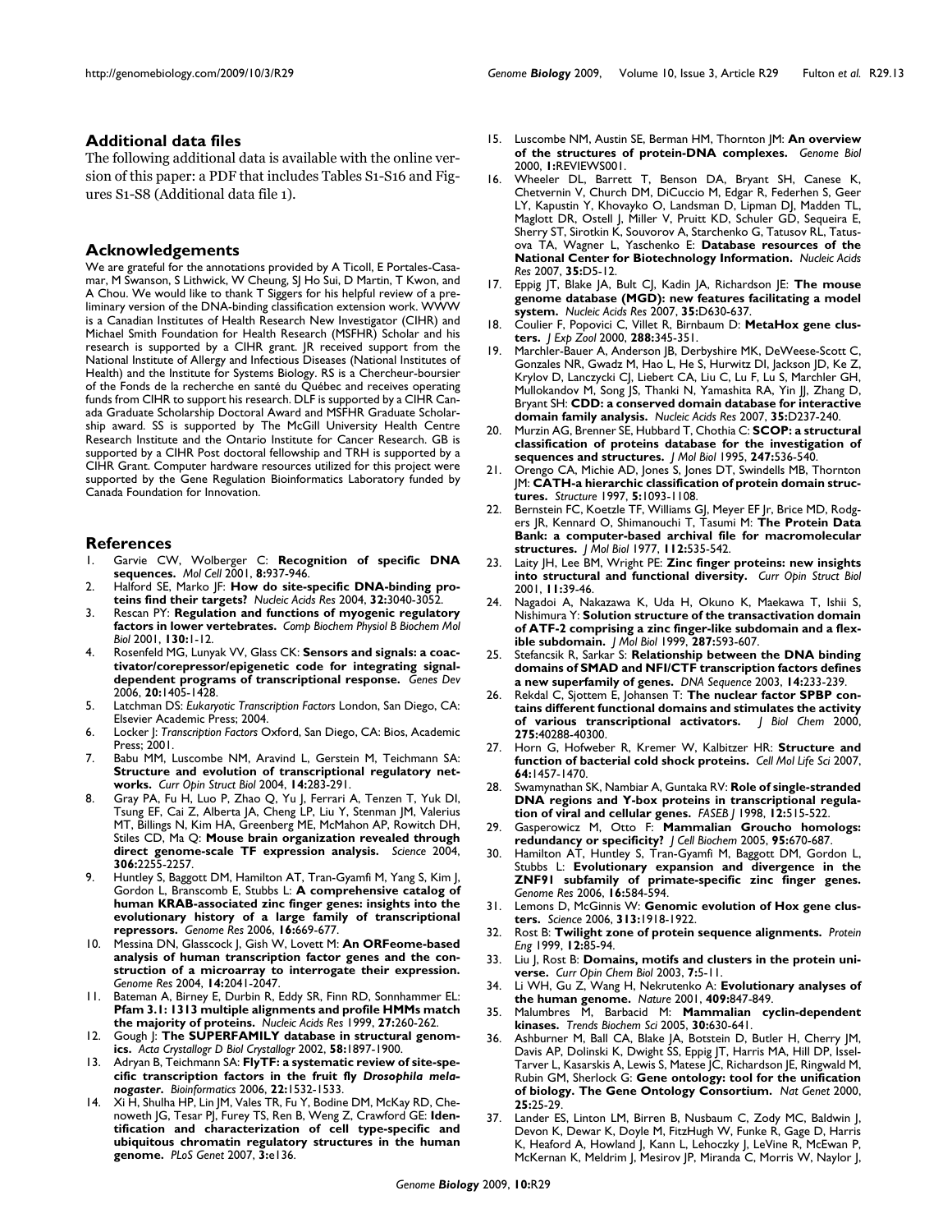## Additional data files

The following additional data is available with the online version of this paper: a PDF that includes Tables S1-S16 and Figures S1-S8 (Additional data file 1).

## Acknowledgements

We are grateful for the annotations provided by A Ticoll, E Portales-Casamar, M Swanson, S Lithwick, W Cheung, SJ Ho Sui, D Martin, T Kwon, and A Chou. We would like to thank T Siggers for his helpful review of a preliminary version of the DNA-binding classification extension work. WWW is a Canadian Institutes of Health Research New Investigator (CIHR) and Michael Smith Foundation for Health Research (MSFHR) Scholar and his research is supported by a CIHR grant. JR received support from the National Institute of Allergy and Infectious Diseases (National Institutes of Health) and the Institute for Systems Biology. RS is a Chercheur-boursier of the Fonds de la recherche en santé du Québec and receives operating funds from CIHR to support his research. DLF is supported by a CIHR Canada Graduate Scholarship Doctoral Award and MSFHR Graduate Scholarship award. SS is supported by The McGill University Health Centre Research Institute and the Ontario Institute for Cancer Research. GB is supported by a CIHR Post doctoral fellowship and TRH is supported by a CIHR Grant. Computer hardware resources utilized for this project were supported by the Gene Regulation Bioinformatics Laboratory funded by Canada Foundation for Innovation.

## References

1. Garvie CW, Wolberger C: **Recognition of specific DNA sequences.** *Mol Cell* 2001, **8:**937-946.
2. Halford SE, Marko JF: **How do site-specific DNA-binding proteins find their targets?** *Nucleic Acids Res* 2004, **32:**3040-3052.
3. Rescan PY: **Regulation and functions of myogenic regulatory factors in lower vertebrates.** *Comp Biochem Physiol B Biochem Mol Biol* 2001, **130:**1-12.
4. Rosenfeld MG, Lunyak VV, Glass CK: **Sensors and signals: a coactivator/corepressor/epigenetic code for integrating signal-dependent programs of transcriptional response.** *Genes Dev* 2006, **20:**1405-1428.
5. Latchman DS: *Eukaryotic Transcription Factors* London, San Diego, CA: Elsevier Academic Press; 2004.
6. Locker J: *Transcription Factors* Oxford, San Diego, CA: Bios, Academic Press; 2001.
7. Babu MM, Luscombe NM, Aravind L, Gerstein M, Teichmann SA: **Structure and evolution of transcriptional regulatory networks.** *Curr Opin Struct Biol* 2004, **14:**283-291.
8. Gray PA, Fu H, Luo P, Zhao Q, Yu J, Ferrari A, Tenzen T, Yuk DI, Tsung EF, Cai Z, Alberta JA, Cheng LP, Liu Y, Stenman JM, Valerius MT, Billings N, Kim HA, Greenberg ME, McMahon AP, Rowitch DH, Stiles CD, Ma Q: **Mouse brain organization revealed through direct genome-scale TF expression analysis.** *Science* 2004, **306:**2255-2257.
9. Huntley S, Baggott DM, Hamilton AT, Tran-Gyamfi M, Yang S, Kim J, Gordon L, Branscomb E, Stubbs L: **A comprehensive catalog of human KRAB-associated zinc finger genes: insights into the evolutionary history of a large family of transcriptional repressors.** *Genome Res* 2006, **16:**669-677.
10. Messina DN, Glasscock J, Gish W, Lovett M: **An ORFeome-based analysis of human transcription factor genes and the construction of a microarray to interrogate their expression.** *Genome Res* 2004, **14:**2041-2047.
11. Bateman A, Birney E, Durbin R, Eddy SR, Finn RD, Sonnhammer EL: **Pfam 3.1: 1313 multiple alignments and profile HMMs match the majority of proteins.** *Nucleic Acids Res* 1999, **27:**260-262.
12. Gough J: **The SUPERFAMILY database in structural genomics.** *Acta Crystallogr D Biol Crystallogr* 2002, **58:**1897-1900.
13. Adryan B, Teichmann SA: **FlyTF: a systematic review of site-specific transcription factors in the fruit fly *Drosophila melanogaster*.** *Bioinformatics* 2006, **22:**1532-1533.
14. Xi H, Shulha HP, Lin JM, Vales TR, Fu Y, Bodine DM, McKay RD, Chenoweth JG, Tesar PJ, Furey TS, Ren B, Weng Z, Crawford GE: **Identification and characterization of cell type-specific and ubiquitous chromatin regulatory structures in the human genome.** *PLoS Genet* 2007, **3:**e136.
15. Luscombe NM, Austin SE, Berman HM, Thornton JM: **An overview of the structures of protein-DNA complexes.** *Genome Biol* 2000, **1:**REVIEWS001.
16. Wheeler DL, Barrett T, Benson DA, Bryant SH, Canese K, Chetvernin V, Church DM, DiCuccio M, Edgar R, Federhen S, Geer LY, Kapustin Y, Khovayko O, Landsman D, Lipman DJ, Madden TL, Maglott DR, Ostell J, Miller V, Pruitt KD, Schuler GD, Sequeira E, Sherry ST, Sirotkin K, Souvorov A, Starchenko G, Tatusov RL, Tatusova TA, Wagner L, Yaschenko E: **Database resources of the National Center for Biotechnology Information.** *Nucleic Acids Res* 2007, **35:**D5-12.
17. Eppig JT, Blake JA, Bult CJ, Kadin JA, Richardson JE: **The mouse genome database (MGD): new features facilitating a model system.** *Nucleic Acids Res* 2007, **35:**D630-637.
18. Coulier F, Popovici C, Villet R, Birnbaum D: **MetaHox gene clusters.** *J Exp Zool* 2000, **288:**345-351.
19. Marchler-Bauer A, Anderson JB, Derbyshire MK, DeWeese-Scott C, Gonzales NR, Gwadz M, Hao L, He S, Hurwitz DI, Jackson JD, Ke Z, Krylov D, Lanczycki CJ, Liebert CA, Liu C, Lu F, Lu S, Marchler GH, Mullokandov M, Song JS, Thanki N, Yamashita RA, Yin JJ, Zhang D, Bryant SH: **CDD: a conserved domain database for interactive domain family analysis.** *Nucleic Acids Res* 2007, **35:**D237-240.
20. Murzin AG, Brenner SE, Hubbard T, Chothia C: **SCOP: a structural classification of proteins database for the investigation of sequences and structures.** *J Mol Biol* 1995, **247:**536-540.
21. Orengo CA, Michie AD, Jones S, Jones DT, Swindells MB, Thornton JM: **CATH-a hierarchic classification of protein domain structures.** *Structure* 1997, **5:**1093-1108.
22. Bernstein FC, Koetzle TF, Williams GJ, Meyer EF Jr, Brice MD, Rodgers JR, Kennard O, Shimanouchi T, Tasumi M: **The Protein Data Bank: a computer-based archival file for macromolecular structures.** *J Mol Biol* 1977, **112:**535-542.
23. Laity JH, Lee BM, Wright PE: **Zinc finger proteins: new insights into structural and functional diversity.** *Curr Opin Struct Biol* 2001, **11:**39-46.
24. Nagadoi A, Nakazawa K, Uda H, Okuno K, Maekawa T, Ishii S, Nishimura Y: **Solution structure of the transactivation domain of ATF-2 comprising a zinc finger-like subdomain and a flexible subdomain.** *J Mol Biol* 1999, **287:**593-607.
25. Stefancsik R, Sarkar S: **Relationship between the DNA binding domains of SMAD and NFI/CTF transcription factors defines a new superfamily of genes.** *DNA Sequence* 2003, **14:**233-239.
26. Rekdal C, Sjottem E, Johansen T: **The nuclear factor SPBP contains different functional domains and stimulates the activity of various transcriptional activators.** *J Biol Chem* 2000, **275:**40288-40300.
27. Horn G, Hofweber R, Kremer W, Kalbitzer HR: **Structure and function of bacterial cold shock proteins.** *Cell Mol Life Sci* 2007, **64:**1457-1470.
28. Swamynathan SK, Nambiar A, Guntaka RV: **Role of single-stranded DNA regions and Y-box proteins in transcriptional regulation of viral and cellular genes.** *FASEB J* 1998, **12:**515-522.
29. Gasperowicz M, Otto F: **Mammalian Groucho homologs: redundancy or specificity?** *J Cell Biochem* 2005, **95:**670-687.
30. Hamilton AT, Huntley S, Tran-Gyamfi M, Baggott DM, Gordon L, Stubbs L: **Evolutionary expansion and divergence in the ZNF91 subfamily of primate-specific zinc finger genes.** *Genome Res* 2006, **16:**584-594.
31. Lemons D, McGinnis W: **Genomic evolution of Hox gene clusters.** *Science* 2006, **313:**1918-1922.
32. Rost B: **Twilight zone of protein sequence alignments.** *Protein Eng* 1999, **12:**85-94.
33. Liu J, Rost B: **Domains, motifs and clusters in the protein universe.** *Curr Opin Chem Biol* 2003, **7:**5-11.
34. Li WH, Gu Z, Wang H, Nekrutenko A: **Evolutionary analyses of the human genome.** *Nature* 2001, **409:**847-849.
35. Malumbres M, Barbacid M: **Mammalian cyclin-dependent kinases.** *Trends Biochem Sci* 2005, **30:**630-641.
36. Ashburner M, Ball CA, Blake JA, Botstein D, Butler H, Cherry JM, Davis AP, Dolinski K, Dwight SS, Eppig JT, Harris MA, Hill DP, Issel-Tarver L, Kasarskis A, Lewis S, Matese JC, Richardson JE, Ringwald M, Rubin GM, Sherlock G: **Gene ontology: tool for the unification of biology. The Gene Ontology Consortium.** *Nat Genet* 2000, **25:**25-29.
37. Lander ES, Linton LM, Birren B, Nusbaum C, Zody MC, Baldwin J, Devon K, Dewar K, Doyle M, FitzHugh W, Funke R, Gage D, Harris K, Heaford A, Howland J, Kann L, Lehoczky J, LeVine R, McEwan P, McKernan K, Meldrim J, Mesirov JP, Miranda C, Morris W, Naylor J,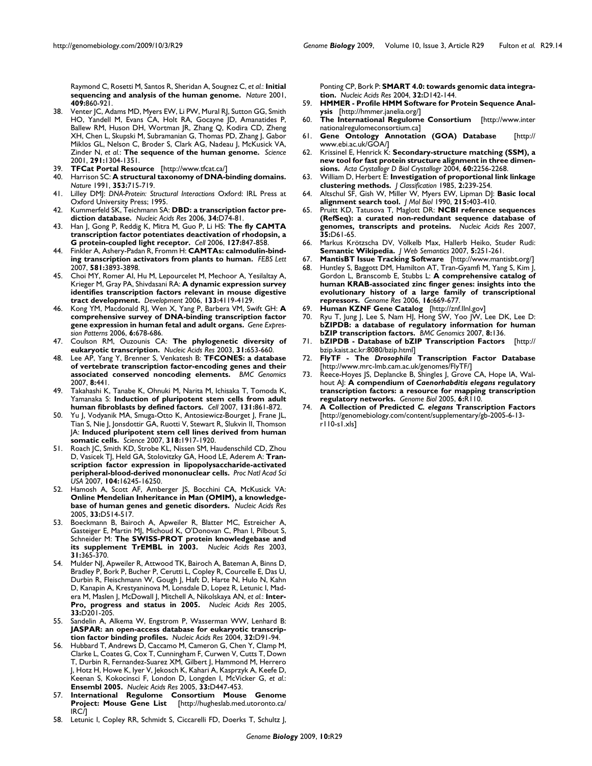Raymond C, Rosetti M, Santos R, Sheridan A, Sougnez C, *et al.*: **Initial sequencing and analysis of the human genome.** *Nature* 2001, **409:**860-921.

38. Venter JC, Adams MD, Myers EW, Li PW, Mural RJ, Sutton GG, Smith HO, Yandell M, Evans CA, Holt RA, Gocayne JD, Amanatides P, Ballew RM, Huson DH, Wortman JR, Zhang Q, Kodira CD, Zheng XH, Chen L, Skupski M, Subramanian G, Thomas PD, Zhang J, Gabor Miklos GL, Nelson C, Broder S, Clark AG, Nadeau J, McKusick VA, Zinder N, *et al.*: **The sequence of the human genome.** *Science* 2001, **291:**1304-1351.
39. **TFCat Portal Resource** [http://www.tfcat.ca/]
40. Harrison SC: **A structural taxonomy of DNA-binding domains.** *Nature* 1991, **353:**715-719.
41. Lilley DMJ: *DNA-Protein: Structural Interactions* Oxford: IRL Press at Oxford University Press; 1995.
42. Kummerfeld SK, Teichmann SA: **DBD: a transcription factor prediction database.** *Nucleic Acids Res* 2006, **34:**D74-81.
43. Han J, Gong P, Reddig K, Mitra M, Guo P, Li HS: **The fly CAMTA transcription factor potentiates deactivation of rhodopsin, a G protein-coupled light receptor.** *Cell* 2006, **127:**847-858.
44. Finkler A, Ashery-Padan R, Fromm H: **CAMTAs: calmodulin-binding transcription activators from plants to human.** *FEBS Lett* 2007, **581:**3893-3898.
45. Choi MY, Romer AI, Hu M, Lepourcelet M, Mechoor A, Yesilaltay A, Krieger M, Gray PA, Shivdasani RA: **A dynamic expression survey identifies transcription factors relevant in mouse digestive tract development.** *Development* 2006, **133:**4119-4129.
46. Kong YM, Macdonald RJ, Wen X, Yang P, Barbera VM, Swift GH: **A comprehensive survey of DNA-binding transcription factor gene expression in human fetal and adult organs.** *Gene Expression Patterns* 2006, **6:**678-686.
47. Coulson RM, Ouzounis CA: **The phylogenetic diversity of eukaryotic transcription.** *Nucleic Acids Res* 2003, **31:**653-660.
48. Lee AP, Yang Y, Brenner S, Venkatesh B: **TFCONES: a database of vertebrate transcription factor-encoding genes and their associated conserved noncoding elements.** *BMC Genomics* 2007, **8:**441.
49. Takahashi K, Tanabe K, Ohnuki M, Narita M, Ichisaka T, Tomoda K, Yamanaka S: **Induction of pluripotent stem cells from adult human fibroblasts by defined factors.** *Cell* 2007, **131:**861-872.
50. Yu J, Vodyanik MA, Smuga-Otto K, Antosiewicz-Bourget J, Frane JL, Tian S, Nie J, Jonsdottir GA, Ruotti V, Stewart R, Slukvin II, Thomson JA: **Induced pluripotent stem cell lines derived from human somatic cells.** *Science* 2007, **318:**1917-1920.
51. Roach JC, Smith KD, Strobe KL, Nissen SM, Haudenschild CD, Zhou D, Vasicek TJ, Held GA, Stolovitzky GA, Hood LE, Aderem A: **Transcription factor expression in lipopolysaccharide-activated peripheral-blood-derived mononuclear cells.** *Proc Natl Acad Sci USA* 2007, **104:**16245-16250.
52. Hamosh A, Scott AF, Amberger JS, Bocchini CA, McKusick VA: **Online Mendelian Inheritance in Man (OMIM), a knowledgebase of human genes and genetic disorders.** *Nucleic Acids Res* 2005, **33:**D514-517.
53. Boeckmann B, Bairoch A, Apweiler R, Blatter MC, Estreicher A, Gasteiger E, Martin MJ, Michoud K, O'Donovan C, Phan I, Pilbout S, Schneider M: **The SWISS-PROT protein knowledgebase and its supplement TrEMBL in 2003.** *Nucleic Acids Res* 2003, **31:**365-370.
54. Mulder NJ, Apweiler R, Attwood TK, Bairoch A, Bateman A, Binns D, Bradley P, Bork P, Bucher P, Cerutti L, Copley R, Courcelle E, Das U, Durbin R, Fleischmann W, Gough J, Haft D, Harte N, Hulo N, Kahn D, Kanapin A, Krestyaninova M, Lonsdale D, Lopez R, Letunic I, Madera M, Maslen J, McDowall J, Mitchell A, Nikolskaya AN, *et al.*: **InterPro, progress and status in 2005.** *Nucleic Acids Res* 2005, **33:**D201-205.
55. Sandelin A, Alkema W, Engstrom P, Wasserman WW, Lenhard B: **JASPAR: an open-access database for eukaryotic transcription factor binding profiles.** *Nucleic Acids Res* 2004, **32:**D91-94.
56. Hubbard T, Andrews D, Caccamo M, Cameron G, Chen Y, Clamp M, Clarke L, Coates G, Cox T, Cunningham F, Curwen V, Cutts T, Down T, Durbin R, Fernandez-Suarez XM, Gilbert J, Hammond M, Herrero J, Hotz H, Howe K, Iyer V, Jekosch K, Kahari A, Kasprzyk A, Keefe D, Keenan S, Kokocinsci F, London D, Longden I, McVicker G, *et al.*: **Ensembl 2005.** *Nucleic Acids Res* 2005, **33:**D447-453.
57. **International Regulome Consortium Mouse Genome Project: Mouse Gene List** [http://hugheslab.med.utoronto.ca/IRC/]
58. Letunic I, Copley RR, Schmidt S, Ciccarelli FD, Doerks T, Schultz J, Ponting CP, Bork P: **SMART 4.0: towards genomic data integration.** *Nucleic Acids Res* 2004, **32:**D142-144.
59. **HMMER - Profile HMM Software for Protein Sequence Analysis** [http://hmmer.janelia.org/]
60. **The International Regulome Consortium** [http://www.internationalregulomeconsortium.ca]
61. **Gene Ontology Annotation (GOA) Database** [http://www.ebi.ac.uk/GOA/]
62. Krissinel E, Henrick K: **Secondary-structure matching (SSM), a new tool for fast protein structure alignment in three dimensions.** *Acta Crystallogr D Biol Crystallogr* 2004, **60:**2256-2268.
63. William D, Herbert E: **Investigation of proportional link linkage clustering methods.** *J Classification* 1985, **2:**239-254.
64. Altschul SF, Gish W, Miller W, Myers EW, Lipman DJ: **Basic local alignment search tool.** *J Mol Biol* 1990, **215:**403-410.
65. Pruitt KD, Tatusova T, Maglott DR: **NCBI reference sequences (RefSeq): a curated non-redundant sequence database of genomes, transcripts and proteins.** *Nucleic Acids Res* 2007, **35:**D61-65.
66. Markus Krötzscha DV, Völkelb Max, Hallerb Heiko, Studer Rudi: **Semantic Wikipedia.** *J Web Semantics* 2007, **5:**251-261.
67. **MantisBT Issue Tracking Software** [http://www.mantisbt.org/]
68. Huntley S, Baggott DM, Hamilton AT, Tran-Gyamfi M, Yang S, Kim J, Gordon L, Branscomb E, Stubbs L: **A comprehensive catalog of human KRAB-associated zinc finger genes: insights into the evolutionary history of a large family of transcriptional repressors.** *Genome Res* 2006, **16:**669-677.
69. **Human KZNF Gene Catalog** [http://znf.llnl.gov]
70. Ryu T, Jung J, Lee S, Nam HJ, Hong SW, Yoo JW, Lee DK, Lee D: **bZIPDB: a database of regulatory information for human bZIP transcription factors.** *BMC Genomics* 2007, **8:**136.
71. **bZIPDB - Database of bZIP Transcription Factors** [http://bzip.kaist.ac.kr:8080/bzip.html]
72. **FlyTF - The *Drosophila* Transcription Factor Database** [http://www.mrc-lmb.cam.ac.uk/genomes/FlyTF/]
73. Reece-Hoyes JS, Deplancke B, Shingles J, Grove CA, Hope IA, Walhout AJ: **A compendium of *Caenorhabditis elegans* regulatory transcription factors: a resource for mapping transcription regulatory networks.** *Genome Biol* 2005, **6:**R110.
74. **A Collection of Predicted *C. elegans* Transcription Factors** [http://genomebiology.com/content/supplementary/gb-2005-6-13-r110-s1.xls]